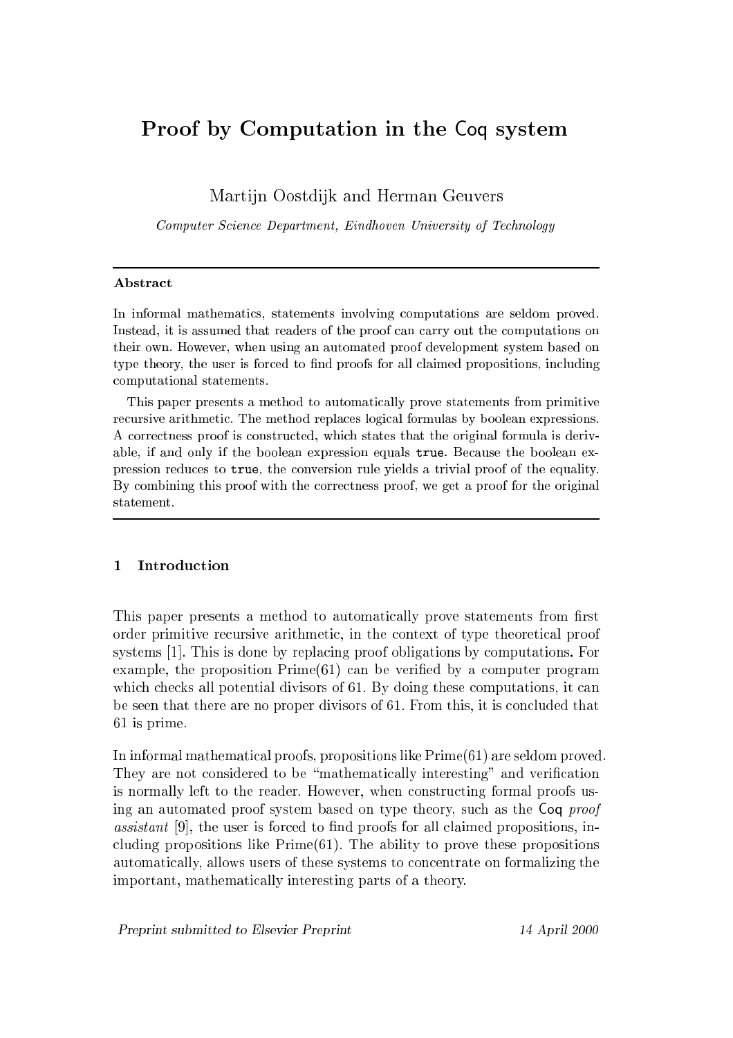# Proof by Computation in the Coq system

Martijn Oostdijk and Herman Geuvers

*Computer Science Department, Eindhoven University of Technology*

---

**Abstract**

In informal mathematics, statements involving computations are seldom proved. Instead, it is assumed that readers of the proof can carry out the computations on their own. However, when using an automated proof development system based on type theory, the user is forced to find proofs for all claimed propositions, including computational statements.

This paper presents a method to automatically prove statements from primitive recursive arithmetic. The method replaces logical formulas by boolean expressions. A correctness proof is constructed, which states that the original formula is derivable, if and only if the boolean expression equals `true`. Because the boolean expression reduces to `true`, the conversion rule yields a trivial proof of the equality. By combining this proof with the correctness proof, we get a proof for the original statement.

---

## 1 Introduction

This paper presents a method to automatically prove statements from first order primitive recursive arithmetic, in the context of type theoretical proof systems [1]. This is done by replacing proof obligations by computations. For example, the proposition Prime(61) can be verified by a computer program which checks all potential divisors of 61. By doing these computations, it can be seen that there are no proper divisors of 61. From this, it is concluded that 61 is prime.

In informal mathematical proofs, propositions like Prime(61) are seldom proved. They are not considered to be "mathematically interesting" and verification is normally left to the reader. However, when constructing formal proofs using an automated proof system based on type theory, such as the Coq *proof assistant* [9], the user is forced to find proofs for all claimed propositions, including propositions like Prime(61). The ability to prove these propositions automatically, allows users of these systems to concentrate on formalizing the important, mathematically interesting parts of a theory.

*Preprint submitted to Elsevier Preprint* 14 April 2000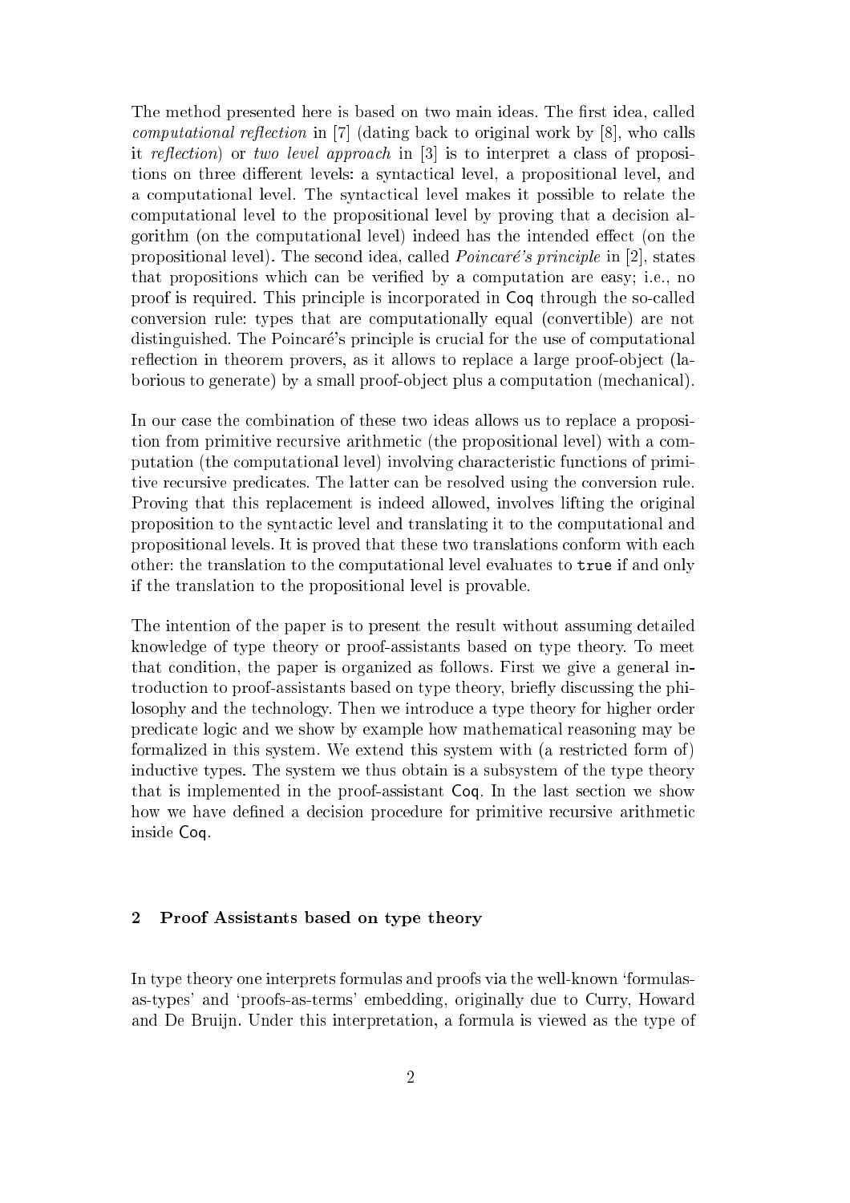The method presented here is based on two main ideas. The first idea, called *computational reflection* in [7] (dating back to original work by [8], who calls it *reflection*) or *two level approach* in [3] is to interpret a class of propositions on three different levels: a syntactical level, a propositional level, and a computational level. The syntactical level makes it possible to relate the computational level to the propositional level by proving that a decision algorithm (on the computational level) indeed has the intended effect (on the propositional level). The second idea, called *Poincaré's principle* in [2], states that propositions which can be verified by a computation are easy; i.e., no proof is required. This principle is incorporated in Coq through the so-called conversion rule: types that are computationally equal (convertible) are not distinguished. The Poincaré's principle is crucial for the use of computational reflection in theorem provers, as it allows to replace a large proof-object (laborious to generate) by a small proof-object plus a computation (mechanical).

In our case the combination of these two ideas allows us to replace a proposition from primitive recursive arithmetic (the propositional level) with a computation (the computational level) involving characteristic functions of primitive recursive predicates. The latter can be resolved using the conversion rule. Proving that this replacement is indeed allowed, involves lifting the original proposition to the syntactic level and translating it to the computational and propositional levels. It is proved that these two translations conform with each other: the translation to the computational level evaluates to `true` if and only if the translation to the propositional level is provable.

The intention of the paper is to present the result without assuming detailed knowledge of type theory or proof-assistants based on type theory. To meet that condition, the paper is organized as follows. First we give a general introduction to proof-assistants based on type theory, briefly discussing the philosophy and the technology. Then we introduce a type theory for higher order predicate logic and we show by example how mathematical reasoning may be formalized in this system. We extend this system with (a restricted form of) inductive types. The system we thus obtain is a subsystem of the type theory that is implemented in the proof-assistant Coq. In the last section we show how we have defined a decision procedure for primitive recursive arithmetic inside Coq.

## 2 Proof Assistants based on type theory

In type theory one interprets formulas and proofs via the well-known 'formulas-as-types' and 'proofs-as-terms' embedding, originally due to Curry, Howard and De Bruijn. Under this interpretation, a formula is viewed as the type of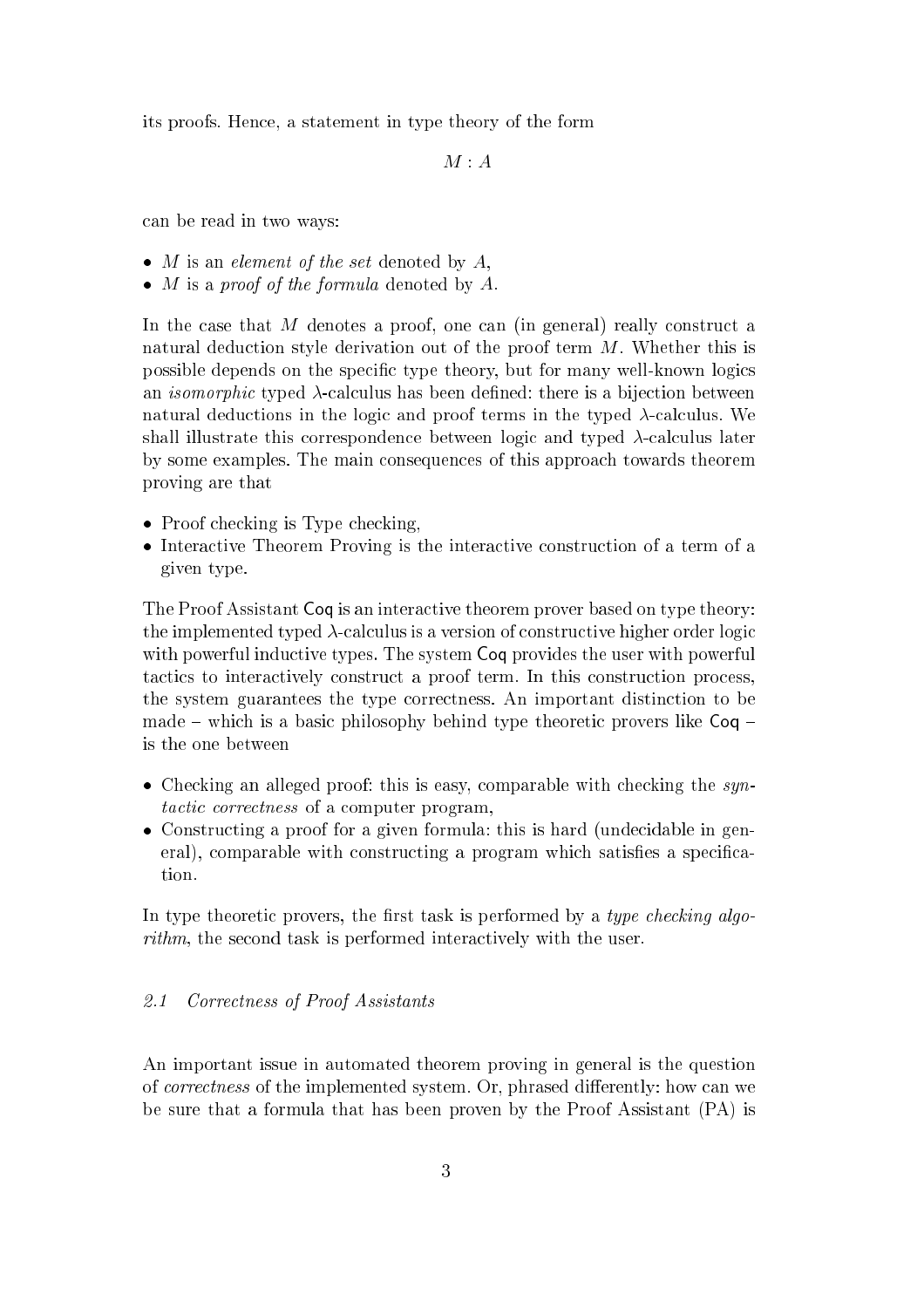its proofs. Hence, a statement in type theory of the form

$$M : A$$

can be read in two ways:

- $M$ is an *element of the set* denoted by $A$,
- $M$ is a *proof of the formula* denoted by $A$.

In the case that $M$ denotes a proof, one can (in general) really construct a natural deduction style derivation out of the proof term $M$. Whether this is possible depends on the specific type theory, but for many well-known logics an *isomorphic* typed $\lambda$-calculus has been defined: there is a bijection between natural deductions in the logic and proof terms in the typed $\lambda$-calculus. We shall illustrate this correspondence between logic and typed $\lambda$-calculus later by some examples. The main consequences of this approach towards theorem proving are that

- Proof checking is Type checking,
- Interactive Theorem Proving is the interactive construction of a term of a given type.

The Proof Assistant Coq is an interactive theorem prover based on type theory: the implemented typed $\lambda$-calculus is a version of constructive higher order logic with powerful inductive types. The system Coq provides the user with powerful tactics to interactively construct a proof term. In this construction process, the system guarantees the type correctness. An important distinction to be made – which is a basic philosophy behind type theoretic provers like Coq – is the one between

- Checking an alleged proof: this is easy, comparable with checking the *syntactic correctness* of a computer program,
- Constructing a proof for a given formula: this is hard (undecidable in general), comparable with constructing a program which satisfies a specification.

In type theoretic provers, the first task is performed by a *type checking algorithm*, the second task is performed interactively with the user.

### *2.1 Correctness of Proof Assistants*

An important issue in automated theorem proving in general is the question of *correctness* of the implemented system. Or, phrased differently: how can we be sure that a formula that has been proven by the Proof Assistant (PA) is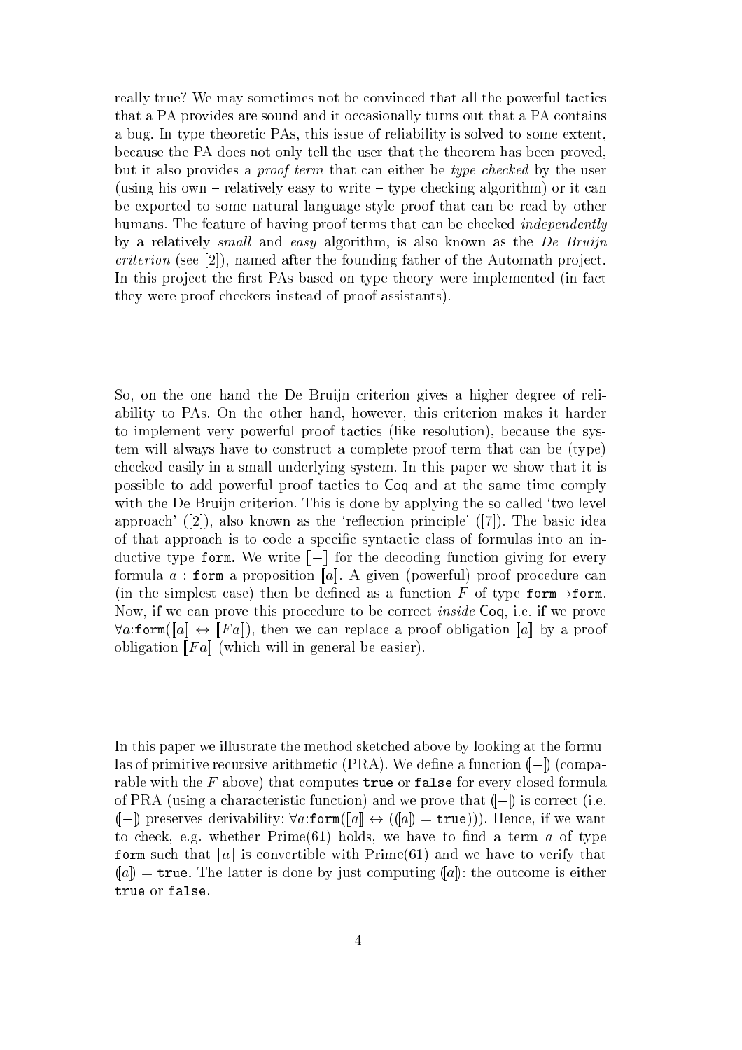really true? We may sometimes not be convinced that all the powerful tactics that a PA provides are sound and it occasionally turns out that a PA contains a bug. In type theoretic PAs, this issue of reliability is solved to some extent, because the PA does not only tell the user that the theorem has been proved, but it also provides a *proof term* that can either be *type checked* by the user (using his own – relatively easy to write – type checking algorithm) or it can be exported to some natural language style proof that can be read by other humans. The feature of having proof terms that can be checked *independently* by a relatively *small* and *easy* algorithm, is also known as the *De Bruijn criterion* (see [2]), named after the founding father of the Automath project. In this project the first PAs based on type theory were implemented (in fact they were proof checkers instead of proof assistants).

So, on the one hand the De Bruijn criterion gives a higher degree of reliability to PAs. On the other hand, however, this criterion makes it harder to implement very powerful proof tactics (like resolution), because the system will always have to construct a complete proof term that can be (type) checked easily in a small underlying system. In this paper we show that it is possible to add powerful proof tactics to Coq and at the same time comply with the De Bruijn criterion. This is done by applying the so called 'two level approach' ([2]), also known as the 'reflection principle' ([7]). The basic idea of that approach is to code a specific syntactic class of formulas into an inductive type `form`. We write $[\![-]\!]$ for the decoding function giving for every formula $a$ : `form` a proposition $[\![a]\!]$. A given (powerful) proof procedure can (in the simplest case) then be defined as a function $F$ of type `form`$\rightarrow$`form`. Now, if we can prove this procedure to be correct *inside* Coq, i.e. if we prove $\forall a{:}\texttt{form}([\![a]\!] \leftrightarrow [\![Fa]\!])$, then we can replace a proof obligation $[\![a]\!]$ by a proof obligation $[\![Fa]\!]$ (which will in general be easier).

In this paper we illustrate the method sketched above by looking at the formulas of primitive recursive arithmetic (PRA). We define a function $(\!|-|\!)$ (comparable with the $F$ above) that computes `true` or `false` for every closed formula of PRA (using a characteristic function) and we prove that $(\!|-|\!)$ is correct (i.e. $(\!|-|\!)$ preserves derivability: $\forall a{:}\texttt{form}([\![a]\!] \leftrightarrow ((\!|a|\!) = \texttt{true}))$). Hence, if we want to check, e.g. whether Prime(61) holds, we have to find a term $a$ of type `form` such that $[\![a]\!]$ is convertible with Prime(61) and we have to verify that $(\!|a|\!) = \texttt{true}$. The latter is done by just computing $(\!|a|\!)$: the outcome is either `true` or `false`.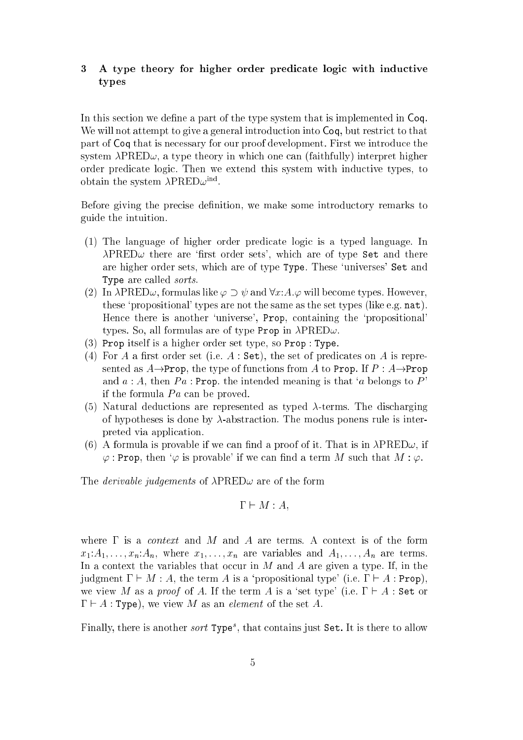## 3 A type theory for higher order predicate logic with inductive types

In this section we define a part of the type system that is implemented in Coq. We will not attempt to give a general introduction into Coq, but restrict to that part of Coq that is necessary for our proof development. First we introduce the system $\lambda\text{PRED}\omega$, a type theory in which one can (faithfully) interpret higher order predicate logic. Then we extend this system with inductive types, to obtain the system $\lambda\text{PRED}\omega^{\text{ind}}$.

Before giving the precise definition, we make some introductory remarks to guide the intuition.

(1) The language of higher order predicate logic is a typed language. In $\lambda\text{PRED}\omega$ there are 'first order sets', which are of type `Set` and there are higher order sets, which are of type `Type`. These 'universes' `Set` and `Type` are called *sorts*.
(2) In $\lambda\text{PRED}\omega$, formulas like $\varphi \supset \psi$ and $\forall x{:}A.\varphi$ will become types. However, these 'propositional' types are not the same as the set types (like e.g. `nat`). Hence there is another 'universe', `Prop`, containing the 'propositional' types. So, all formulas are of type `Prop` in $\lambda\text{PRED}\omega$.
(3) `Prop` itself is a higher order set type, so `Prop` : `Type`.
(4) For $A$ a first order set (i.e. $A$ : `Set`), the set of predicates on $A$ is represented as $A \rightarrow$`Prop`, the type of functions from $A$ to `Prop`. If $P : A \rightarrow$`Prop` and $a : A$, then $Pa$ : `Prop`. the intended meaning is that '$a$ belongs to $P$' if the formula $Pa$ can be proved.
(5) Natural deductions are represented as typed $\lambda$-terms. The discharging of hypotheses is done by $\lambda$-abstraction. The modus ponens rule is interpreted via application.
(6) A formula is provable if we can find a proof of it. That is in $\lambda\text{PRED}\omega$, if $\varphi$ : `Prop`, then '$\varphi$ is provable' if we can find a term $M$ such that $M : \varphi$.

The *derivable judgements* of $\lambda\text{PRED}\omega$ are of the form

$$\Gamma \vdash M : A,$$

where $\Gamma$ is a *context* and $M$ and $A$ are terms. A context is of the form $x_1{:}A_1, \ldots, x_n{:}A_n$, where $x_1, \ldots, x_n$ are variables and $A_1, \ldots, A_n$ are terms. In a context the variables that occur in $M$ and $A$ are given a type. If, in the judgment $\Gamma \vdash M : A$, the term $A$ is a 'propositional type' (i.e. $\Gamma \vdash A$ : `Prop`), we view $M$ as a *proof* of $A$. If the term $A$ is a 'set type' (i.e. $\Gamma \vdash A$ : `Set` or $\Gamma \vdash A$ : `Type`), we view $M$ as an *element* of the set $A$.

Finally, there is another *sort* `Type`$^s$, that contains just `Set`. It is there to allow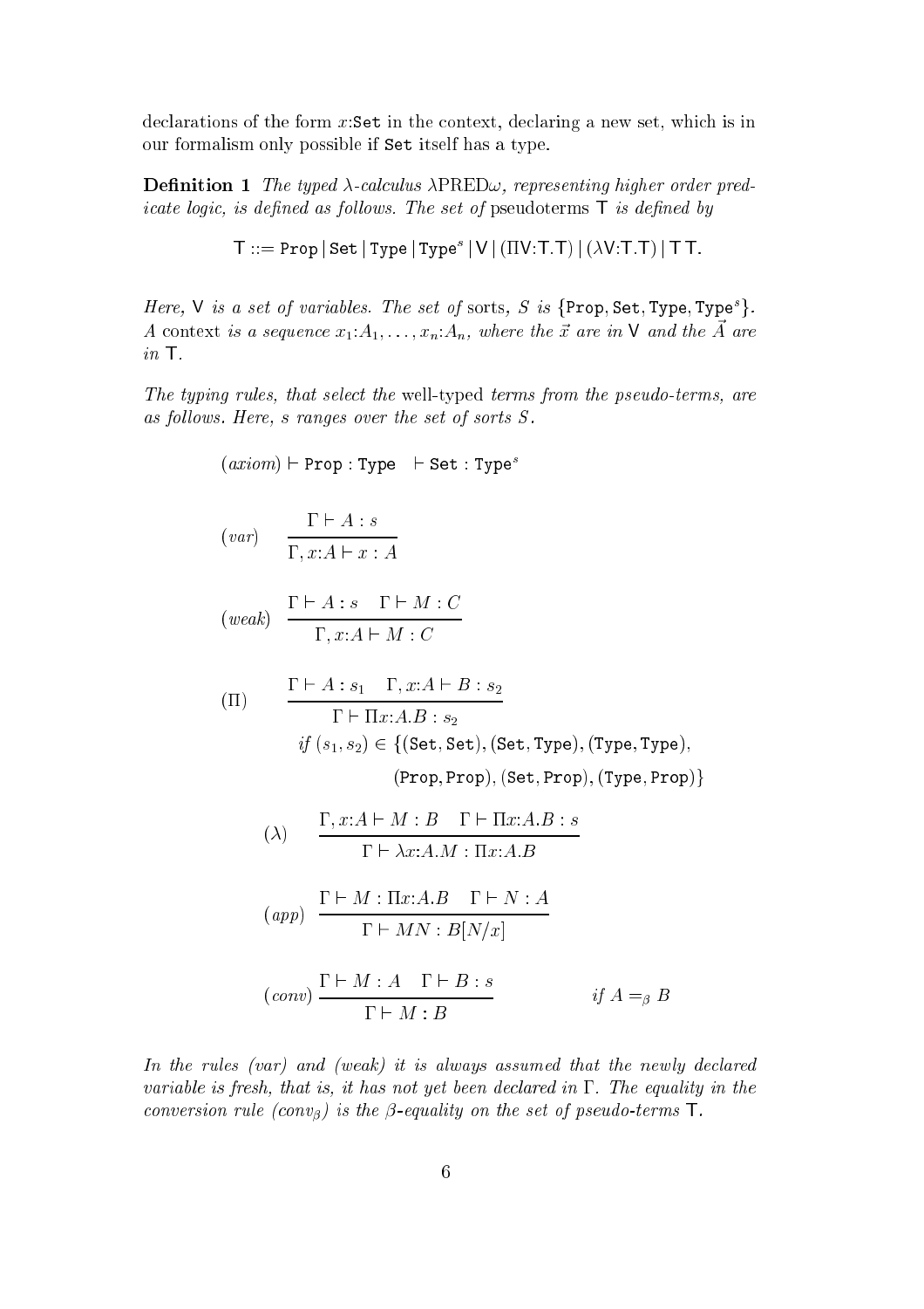declarations of the form $x{:}\texttt{Set}$ in the context, declaring a new set, which is in our formalism only possible if `Set` itself has a type.

**Definition 1** *The typed $\lambda$-calculus $\lambda$PRED$\omega$, representing higher order predicate logic, is defined as follows. The set of* pseudoterms $\mathsf{T}$ *is defined by*

$$\mathsf{T} ::= \texttt{Prop} \mid \texttt{Set} \mid \texttt{Type} \mid \texttt{Type}^s \mid \mathsf{V} \mid (\Pi\mathsf{V}{:}\mathsf{T}.\mathsf{T}) \mid (\lambda\mathsf{V}{:}\mathsf{T}.\mathsf{T}) \mid \mathsf{T}\,\mathsf{T}.$$

*Here, $\mathsf{V}$ is a set of variables. The set of* sorts*, $S$ is $\{\texttt{Prop}, \texttt{Set}, \texttt{Type}, \texttt{Type}^s\}$. A* context *is a sequence $x_1{:}A_1, \ldots, x_n{:}A_n$, where the $\vec{x}$ are in $\mathsf{V}$ and the $\vec{A}$ are in $\mathsf{T}$.*

*The typing rules, that select the* well-typed *terms from the pseudo-terms, are as follows. Here, $s$ ranges over the set of sorts $S$.*

$$(axiom) \vdash \texttt{Prop} : \texttt{Type} \quad \vdash \texttt{Set} : \texttt{Type}^s$$

$$(var) \quad \frac{\Gamma \vdash A : s}{\Gamma, x{:}A \vdash x : A}$$

$$(weak) \quad \frac{\Gamma \vdash A : s \quad \Gamma \vdash M : C}{\Gamma, x{:}A \vdash M : C}$$

$$(\Pi) \quad \frac{\Gamma \vdash A : s_1 \quad \Gamma, x{:}A \vdash B : s_2}{\Gamma \vdash \Pi x{:}A.B : s_2}$$
$$\text{if } (s_1, s_2) \in \{(\texttt{Set}, \texttt{Set}), (\texttt{Set}, \texttt{Type}), (\texttt{Type}, \texttt{Type}), (\texttt{Prop}, \texttt{Prop}), (\texttt{Set}, \texttt{Prop}), (\texttt{Type}, \texttt{Prop})\}$$

$$(\lambda) \quad \frac{\Gamma, x{:}A \vdash M : B \quad \Gamma \vdash \Pi x{:}A.B : s}{\Gamma \vdash \lambda x{:}A.M : \Pi x{:}A.B}$$

$$(app) \quad \frac{\Gamma \vdash M : \Pi x{:}A.B \quad \Gamma \vdash N : A}{\Gamma \vdash MN : B[N/x]}$$

$$(conv) \quad \frac{\Gamma \vdash M : A \quad \Gamma \vdash B : s}{\Gamma \vdash M : B} \qquad \text{if } A =_\beta B$$

*In the rules (var) and (weak) it is always assumed that the newly declared variable is fresh, that is, it has not yet been declared in $\Gamma$. The equality in the conversion rule ($conv_\beta$) is the $\beta$-equality on the set of pseudo-terms $\mathsf{T}$.*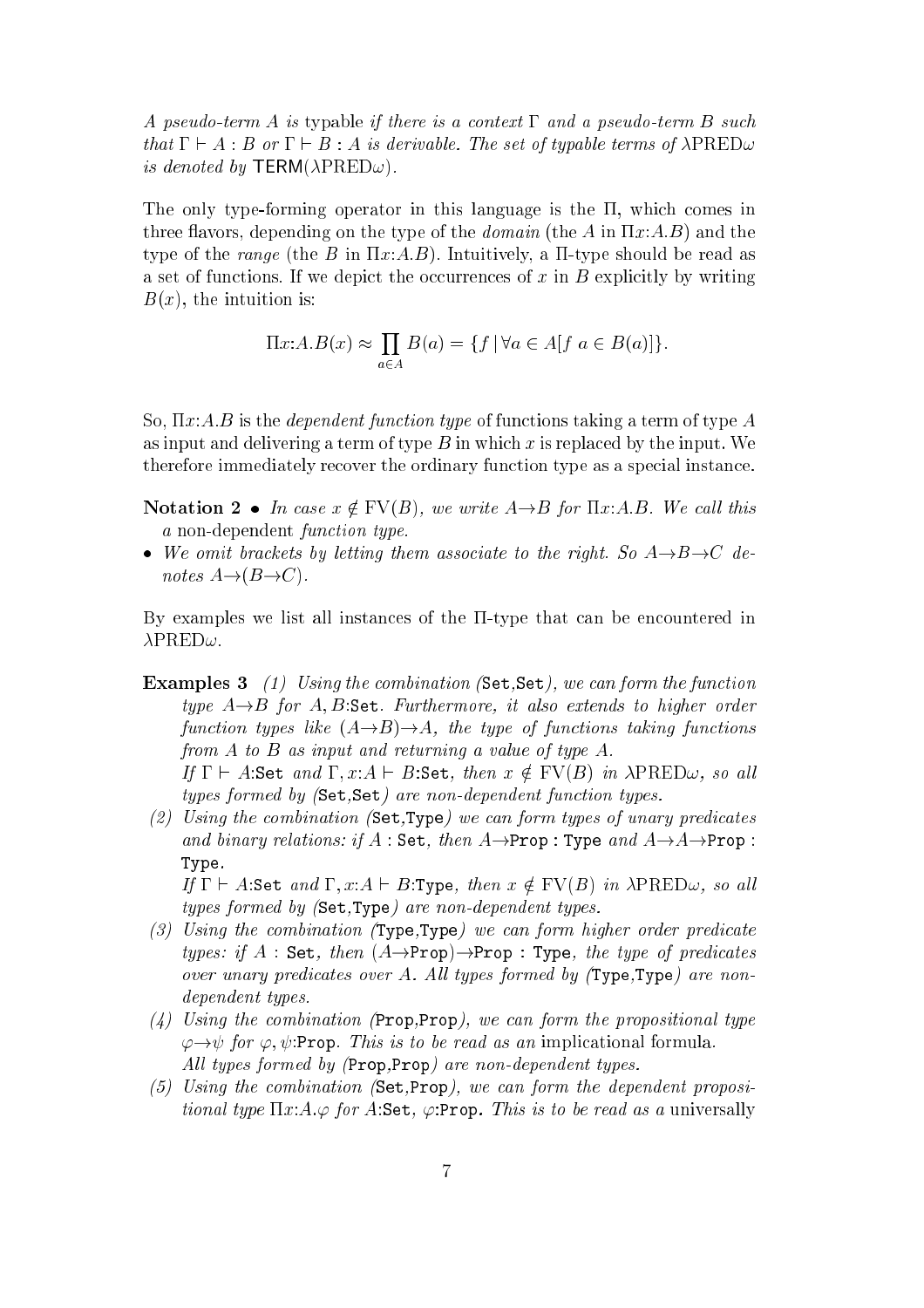*A pseudo-term $A$ is* typable *if there is a context $\Gamma$ and a pseudo-term $B$ such that $\Gamma \vdash A : B$ or $\Gamma \vdash B : A$ is derivable. The set of typable terms of $\lambda$PRED$\omega$ is denoted by* $\mathsf{TERM}(\lambda\text{PRED}\omega)$.

The only type-forming operator in this language is the $\Pi$, which comes in three flavors, depending on the type of the *domain* (the $A$ in $\Pi x{:}A.B$) and the type of the *range* (the $B$ in $\Pi x{:}A.B$). Intuitively, a $\Pi$-type should be read as a set of functions. If we depict the occurrences of $x$ in $B$ explicitly by writing $B(x)$, the intuition is:

$$\Pi x{:}A.B(x) \approx \prod_{a \in A} B(a) = \{f \mid \forall a \in A[f\ a \in B(a)]\}.$$

So, $\Pi x{:}A.B$ is the *dependent function type* of functions taking a term of type $A$ as input and delivering a term of type $B$ in which $x$ is replaced by the input. We therefore immediately recover the ordinary function type as a special instance.

**Notation 2** • *In case $x \notin \text{FV}(B)$, we write $A{\to}B$ for $\Pi x{:}A.B$. We call this a* non-dependent *function type.*

- *We omit brackets by letting them associate to the right. So $A{\to}B{\to}C$ denotes $A{\to}(B{\to}C)$.*

By examples we list all instances of the $\Pi$-type that can be encountered in $\lambda$PRED$\omega$.

**Examples 3** *(1) Using the combination (*`Set`*,*`Set`*), we can form the function type $A{\to}B$ for $A, B{:}$*`Set`*. Furthermore, it also extends to higher order function types like $(A{\to}B){\to}A$, the type of functions taking functions from $A$ to $B$ as input and returning a value of type $A$.*
*If $\Gamma \vdash A{:}$*`Set` *and $\Gamma, x{:}A \vdash B{:}$*`Set`*, then $x \notin \text{FV}(B)$ in $\lambda$PRED$\omega$, so all types formed by (*`Set`*,*`Set`*) are non-dependent function types.*

*(2) Using the combination (*`Set`*,*`Type`*) we can form types of unary predicates and binary relations: if $A$ :* `Set`*, then $A{\to}$*`Prop` *:* `Type` *and $A{\to}A{\to}$*`Prop` *:* `Type`*.*
*If $\Gamma \vdash A{:}$*`Set` *and $\Gamma, x{:}A \vdash B{:}$*`Type`*, then $x \notin \text{FV}(B)$ in $\lambda$PRED$\omega$, so all types formed by (*`Set`*,*`Type`*) are non-dependent types.*

*(3) Using the combination (*`Type`*,*`Type`*) we can form higher order predicate types: if $A$ :* `Set`*, then $(A{\to}$*`Prop`*$){\to}$*`Prop` *:* `Type`*, the type of predicates over unary predicates over $A$. All types formed by (*`Type`*,*`Type`*) are non-dependent types.*

*(4) Using the combination (*`Prop`*,*`Prop`*), we can form the propositional type $\varphi{\to}\psi$ for $\varphi, \psi{:}$*`Prop`*. This is to be read as an* implicational formula*.*
*All types formed by (*`Prop`*,*`Prop`*) are non-dependent types.*

*(5) Using the combination (*`Set`*,*`Prop`*), we can form the dependent propositional type $\Pi x{:}A.\varphi$ for $A{:}$*`Set`*, $\varphi{:}$*`Prop`*. This is to be read as a* universally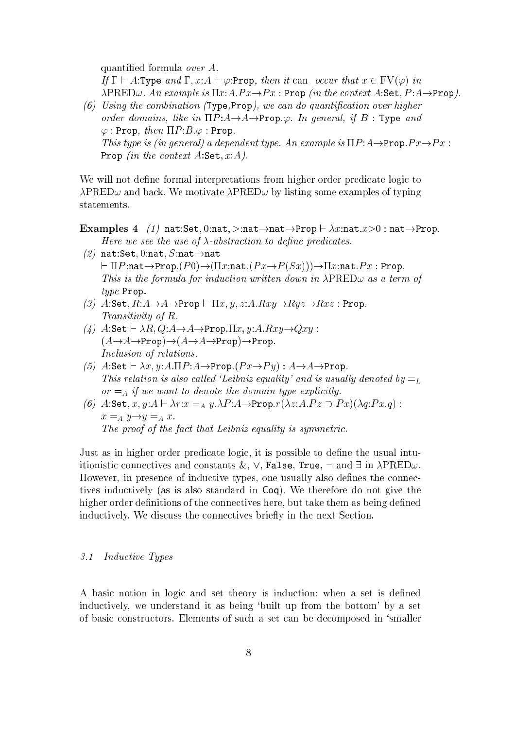quantified formula *over A*.
*If* $\Gamma \vdash A{:}\texttt{Type}$ *and* $\Gamma, x{:}A \vdash \varphi{:}\texttt{Prop}$, *then it* can *occur that* $x \in \mathrm{FV}(\varphi)$ *in* $\lambda$PRED$\omega$. *An example is* $\Pi x{:}A.Px{\to}Px : \texttt{Prop}$ *(in the context* $A{:}\texttt{Set}, P{:}A{\to}\texttt{Prop}$*).*

*(6) Using the combination (*$\texttt{Type}$*,*$\texttt{Prop}$*), we can do quantification over higher order domains, like in* $\Pi P{:}A{\to}A{\to}\texttt{Prop}.\varphi$. *In general, if* $B : \texttt{Type}$ *and* $\varphi : \texttt{Prop}$, *then* $\Pi P{:}B.\varphi : \texttt{Prop}$.
*This type is (in general) a dependent type. An example is* $\Pi P{:}A{\to}\texttt{Prop}.Px{\to}Px : \texttt{Prop}$ *(in the context* $A{:}\texttt{Set}, x{:}A$*).*

We will not define formal interpretations from higher order predicate logic to $\lambda$PRED$\omega$ and back. We motivate $\lambda$PRED$\omega$ by listing some examples of typing statements.

**Examples 4** *(1)* $\texttt{nat}{:}\texttt{Set}, 0{:}\texttt{nat}, >{:}\texttt{nat}{\to}\texttt{nat}{\to}\texttt{Prop} \vdash \lambda x{:}\texttt{nat}.x{>}0 : \texttt{nat}{\to}\texttt{Prop}$.
*Here we see the use of* $\lambda$*-abstraction to define predicates.*

*(2)* $\texttt{nat}{:}\texttt{Set}, 0{:}\texttt{nat}, S{:}\texttt{nat}{\to}\texttt{nat}$
$\vdash \Pi P{:}\texttt{nat}{\to}\texttt{Prop}.(P0){\to}(\Pi x{:}\texttt{nat}.(Px{\to}P(Sx))){\to}\Pi x{:}\texttt{nat}.Px : \texttt{Prop}$.
*This is the formula for induction written down in* $\lambda$PRED$\omega$ *as a term of type* $\texttt{Prop}$.

*(3)* $A{:}\texttt{Set}, R{:}A{\to}A{\to}\texttt{Prop} \vdash \Pi x, y, z{:}A.Rxy{\to}Ryz{\to}Rxz : \texttt{Prop}$.
*Transitivity of R.*

*(4)* $A{:}\texttt{Set} \vdash \lambda R, Q{:}A{\to}A{\to}\texttt{Prop}.\Pi x, y{:}A.Rxy{\to}Qxy :$
$(A{\to}A{\to}\texttt{Prop}){\to}(A{\to}A{\to}\texttt{Prop}){\to}\texttt{Prop}$.
*Inclusion of relations.*

*(5)* $A{:}\texttt{Set} \vdash \lambda x, y{:}A.\Pi P{:}A{\to}\texttt{Prop}.(Px{\to}Py) : A{\to}A{\to}\texttt{Prop}$.
*This relation is also called 'Leibniz equality' and is usually denoted by* $=_L$ *or* $=_A$ *if we want to denote the domain type explicitly.*

*(6)* $A{:}\texttt{Set}, x, y{:}A \vdash \lambda r{:}x =_A y.\lambda P{:}A{\to}\texttt{Prop}.r(\lambda z{:}A.Pz \supset Px)(\lambda q{:}Px.q) :$
$x =_A y{\to}y =_A x$.
*The proof of the fact that Leibniz equality is symmetric.*

Just as in higher order predicate logic, it is possible to define the usual intuitionistic connectives and constants &, $\vee$, $\texttt{False}$, $\texttt{True}$, $\neg$ and $\exists$ in $\lambda$PRED$\omega$. However, in presence of inductive types, one usually also defines the connectives inductively (as is also standard in Coq). We therefore do not give the higher order definitions of the connectives here, but take them as being defined inductively. We discuss the connectives briefly in the next Section.

### *3.1 Inductive Types*

A basic notion in logic and set theory is induction: when a set is defined inductively, we understand it as being 'built up from the bottom' by a set of basic constructors. Elements of such a set can be decomposed in 'smaller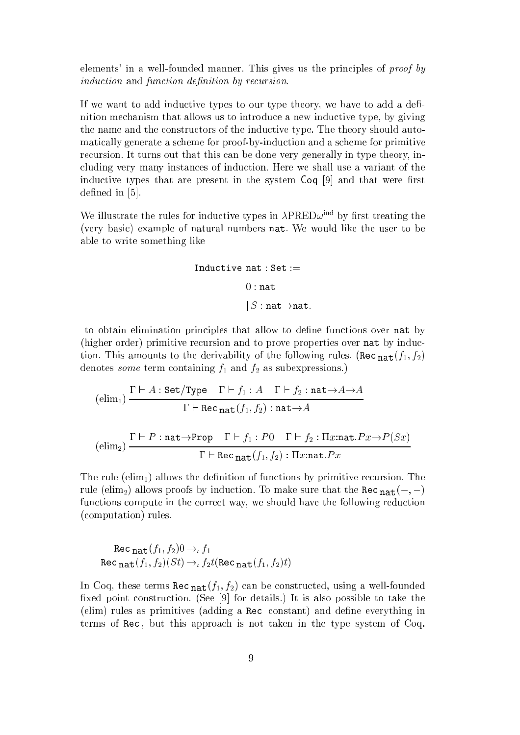elements' in a well-founded manner. This gives us the principles of *proof by induction* and *function definition by recursion*.

If we want to add inductive types to our type theory, we have to add a definition mechanism that allows us to introduce a new inductive type, by giving the name and the constructors of the inductive type. The theory should automatically generate a scheme for proof-by-induction and a scheme for primitive recursion. It turns out that this can be done very generally in type theory, including very many instances of induction. Here we shall use a variant of the inductive types that are present in the system Coq [9] and that were first defined in [5].

We illustrate the rules for inductive types in $\lambda\text{PRED}\omega^{\text{ind}}$ by first treating the (very basic) example of natural numbers nat. We would like the user to be able to write something like

$$
\begin{aligned}
&\texttt{Inductive nat} : \texttt{Set} := \\
&\qquad 0 : \texttt{nat} \\
&\qquad \mid S : \texttt{nat} \to \texttt{nat}.
\end{aligned}
$$

to obtain elimination principles that allow to define functions over nat by (higher order) primitive recursion and to prove properties over nat by induction. This amounts to the derivability of the following rules. ($\texttt{Rec}_{\texttt{nat}}(f_1, f_2)$ denotes *some* term containing $f_1$ and $f_2$ as subexpressions.)

$$
(\text{elim}_1)\ \frac{\Gamma \vdash A : \texttt{Set/Type} \quad \Gamma \vdash f_1 : A \quad \Gamma \vdash f_2 : \texttt{nat}\to A \to A}{\Gamma \vdash \texttt{Rec}_{\texttt{nat}}(f_1, f_2) : \texttt{nat}\to A}
$$

$$
(\text{elim}_2)\ \frac{\Gamma \vdash P : \texttt{nat}\to\texttt{Prop} \quad \Gamma \vdash f_1 : P0 \quad \Gamma \vdash f_2 : \Pi x{:}\texttt{nat}.Px \to P(Sx)}{\Gamma \vdash \texttt{Rec}_{\texttt{nat}}(f_1, f_2) : \Pi x{:}\texttt{nat}.Px}
$$

The rule ($\text{elim}_1$) allows the definition of functions by primitive recursion. The rule ($\text{elim}_2$) allows proofs by induction. To make sure that the $\texttt{Rec}_{\texttt{nat}}(-,-)$ functions compute in the correct way, we should have the following reduction (computation) rules.

$$
\begin{aligned}
\texttt{Rec}_{\texttt{nat}}(f_1, f_2)0 &\to_\iota f_1 \\
\texttt{Rec}_{\texttt{nat}}(f_1, f_2)(St) &\to_\iota f_2 t(\texttt{Rec}_{\texttt{nat}}(f_1, f_2)t)
\end{aligned}
$$

In Coq, these terms $\texttt{Rec}_{\texttt{nat}}(f_1, f_2)$ can be constructed, using a well-founded fixed point construction. (See [9] for details.) It is also possible to take the (elim) rules as primitives (adding a Rec constant) and define everything in terms of Rec, but this approach is not taken in the type system of Coq.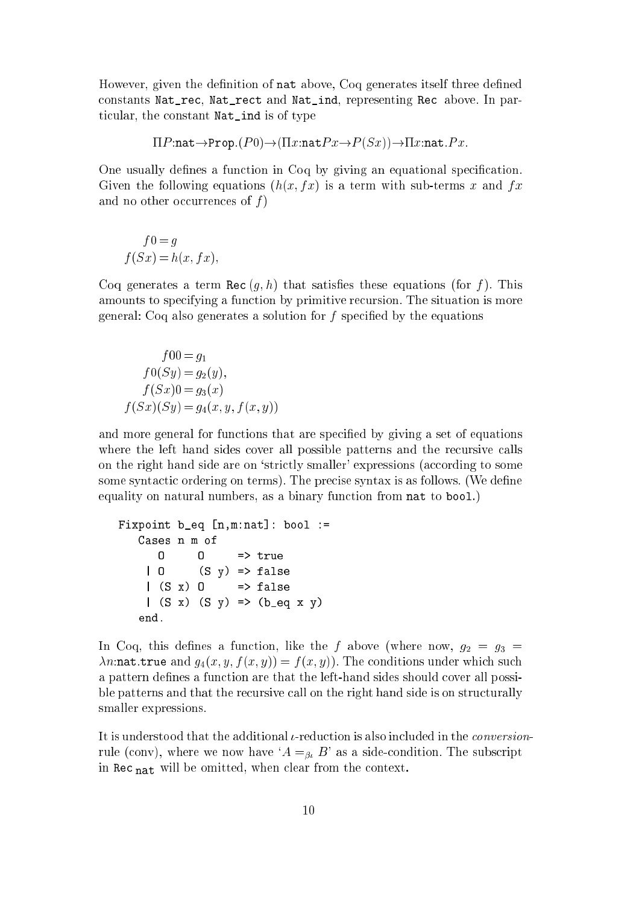However, given the definition of `nat` above, Coq generates itself three defined constants `Nat_rec`, `Nat_rect` and `Nat_ind`, representing `Rec` above. In particular, the constant `Nat_ind` is of type

$$\Pi P{:}\mathtt{nat}{\to}\mathtt{Prop}.(P0){\to}(\Pi x{:}\mathtt{nat} Px{\to}P(Sx)){\to}\Pi x{:}\mathtt{nat}.Px.$$

One usually defines a function in Coq by giving an equational specification. Given the following equations ($h(x, fx)$ is a term with sub-terms $x$ and $fx$ and no other occurrences of $f$)

$$\begin{aligned} f0 &= g \\ f(Sx) &= h(x, fx), \end{aligned}$$

Coq generates a term $\mathtt{Rec}\,(g, h)$ that satisfies these equations (for $f$). This amounts to specifying a function by primitive recursion. The situation is more general: Coq also generates a solution for $f$ specified by the equations

$$\begin{aligned} f00 &= g_1 \\ f0(Sy) &= g_2(y), \\ f(Sx)0 &= g_3(x) \\ f(Sx)(Sy) &= g_4(x, y, f(x, y)) \end{aligned}$$

and more general for functions that are specified by giving a set of equations where the left hand sides cover all possible patterns and the recursive calls on the right hand side are on 'strictly smaller' expressions (according to some some syntactic ordering on terms). The precise syntax is as follows. (We define equality on natural numbers, as a binary function from `nat` to `bool`.)

```
Fixpoint b_eq [n,m:nat]: bool :=
   Cases n m of
      O     O     => true
    | O     (S y) => false
    | (S x) O     => false
    | (S x) (S y) => (b_eq x y)
   end.
```

In Coq, this defines a function, like the $f$ above (where now, $g_2 = g_3 = \lambda n{:}\mathtt{nat}.\mathtt{true}$ and $g_4(x, y, f(x, y)) = f(x, y)$). The conditions under which such a pattern defines a function are that the left-hand sides should cover all possible patterns and that the recursive call on the right hand side is on structurally smaller expressions.

It is understood that the additional $\iota$-reduction is also included in the *conversion*-rule (conv), where we now have '$A =_{\beta\iota} B$' as a side-condition. The subscript in $\mathtt{Rec}_{\mathtt{nat}}$ will be omitted, when clear from the context.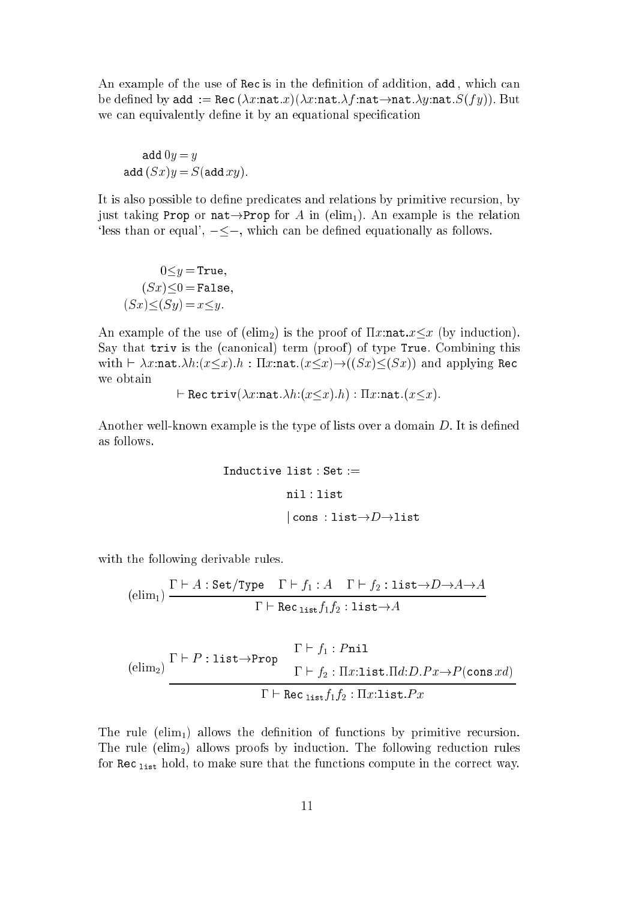An example of the use of $\mathtt{Rec}$ is in the definition of addition, $\mathtt{add}$, which can be defined by $\mathtt{add} := \mathtt{Rec}\,(\lambda x{:}\mathtt{nat}.x)(\lambda x{:}\mathtt{nat}.\lambda f{:}\mathtt{nat}{\to}\mathtt{nat}.\lambda y{:}\mathtt{nat}.S(f y))$. But we can equivalently define it by an equational specification

$$
\begin{aligned}
\mathtt{add}\, 0 y &= y \\
\mathtt{add}\, (Sx) y &= S(\mathtt{add}\, x y).
\end{aligned}
$$

It is also possible to define predicates and relations by primitive recursion, by just taking $\mathtt{Prop}$ or $\mathtt{nat}{\to}\mathtt{Prop}$ for $A$ in $(\mathrm{elim}_1)$. An example is the relation 'less than or equal', $-{\leq}-$, which can be defined equationally as follows.

$$
\begin{aligned}
0 \leq y &= \mathtt{True}, \\
(Sx) \leq 0 &= \mathtt{False}, \\
(Sx) \leq (Sy) &= x \leq y.
\end{aligned}
$$

An example of the use of $(\mathrm{elim}_2)$ is the proof of $\Pi x{:}\mathtt{nat}.x{\leq}x$ (by induction). Say that $\mathtt{triv}$ is the (canonical) term (proof) of type $\mathtt{True}$. Combining this with $\vdash \lambda x{:}\mathtt{nat}.\lambda h{:}(x{\leq}x).h : \Pi x{:}\mathtt{nat}.(x{\leq}x){\to}((Sx){\leq}(Sx))$ and applying $\mathtt{Rec}$ we obtain

$$\vdash \mathtt{Rec}\,\mathtt{triv}(\lambda x{:}\mathtt{nat}.\lambda h{:}(x{\leq}x).h) : \Pi x{:}\mathtt{nat}.(x{\leq}x).$$

Another well-known example is the type of lists over a domain $D$. It is defined as follows.

$$
\begin{aligned}
&\mathtt{Inductive}\ \mathtt{list} : \mathtt{Set} := \\
&\qquad \mathtt{nil} : \mathtt{list} \\
&\qquad |\ \mathtt{cons} : \mathtt{list}{\to}D{\to}\mathtt{list}
\end{aligned}
$$

with the following derivable rules.

$$
(\mathrm{elim}_1)\ \frac{\Gamma \vdash A : \mathtt{Set/Type} \quad \Gamma \vdash f_1 : A \quad \Gamma \vdash f_2 : \mathtt{list}{\to}D{\to}A{\to}A}{\Gamma \vdash \mathtt{Rec}_{\mathtt{list}} f_1 f_2 : \mathtt{list}{\to}A}
$$

$$
(\mathrm{elim}_2)\ \frac{\Gamma \vdash P : \mathtt{list}{\to}\mathtt{Prop} \quad \begin{array}{l} \Gamma \vdash f_1 : P\mathtt{nil} \\ \Gamma \vdash f_2 : \Pi x{:}\mathtt{list}.\Pi d{:}D.Px{\to}P(\mathtt{cons}\, x d) \end{array}}{\Gamma \vdash \mathtt{Rec}_{\mathtt{list}} f_1 f_2 : \Pi x{:}\mathtt{list}.Px}
$$

The rule $(\mathrm{elim}_1)$ allows the definition of functions by primitive recursion. The rule $(\mathrm{elim}_2)$ allows proofs by induction. The following reduction rules for $\mathtt{Rec}_{\mathtt{list}}$ hold, to make sure that the functions compute in the correct way.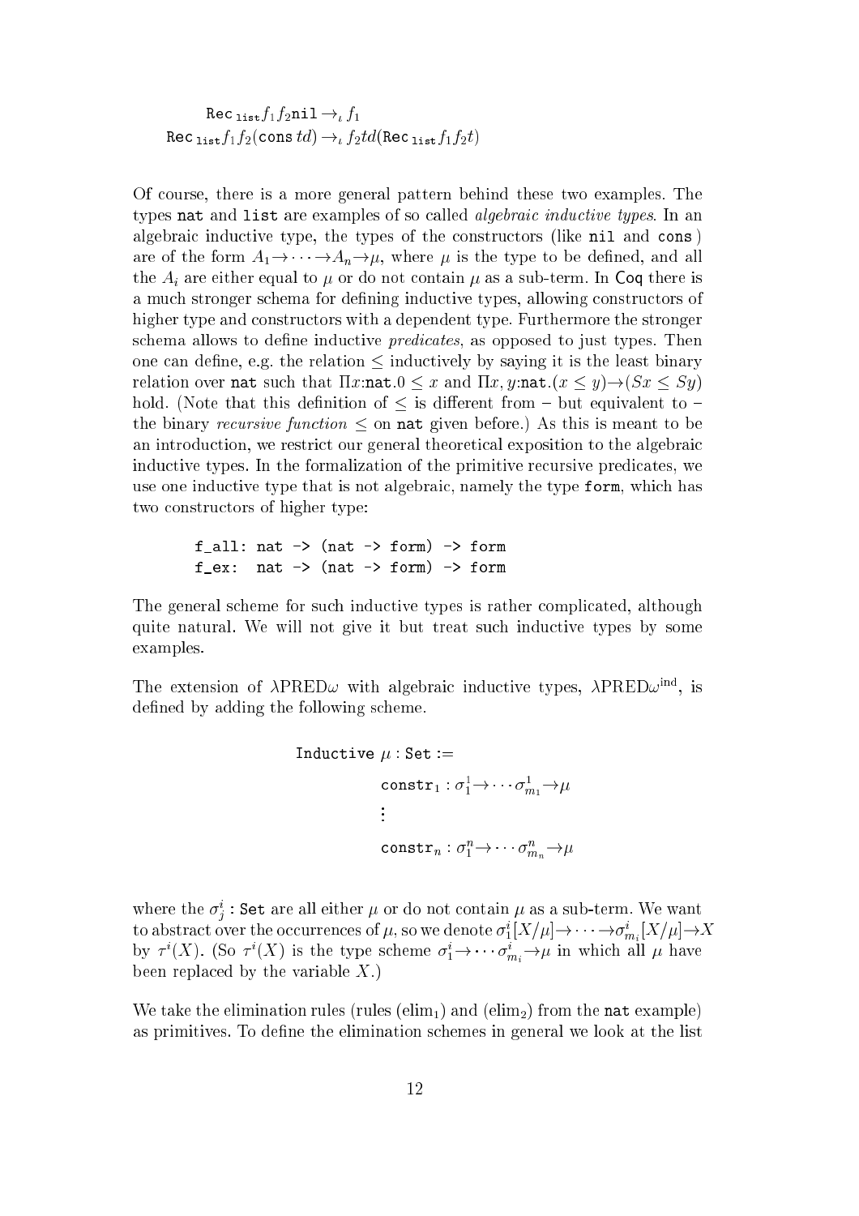$$\texttt{Rec}_{\texttt{list}} f_1 f_2 \texttt{nil} \rightarrow_\iota f_1$$
$$\texttt{Rec}_{\texttt{list}} f_1 f_2 (\texttt{cons}\, td) \rightarrow_\iota f_2 td (\texttt{Rec}_{\texttt{list}} f_1 f_2 t)$$

Of course, there is a more general pattern behind these two examples. The types `nat` and `list` are examples of so called *algebraic inductive types*. In an algebraic inductive type, the types of the constructors (like `nil` and `cons`) are of the form $A_1 \rightarrow \cdots \rightarrow A_n \rightarrow \mu$, where $\mu$ is the type to be defined, and all the $A_i$ are either equal to $\mu$ or do not contain $\mu$ as a sub-term. In Coq there is a much stronger schema for defining inductive types, allowing constructors of higher type and constructors with a dependent type. Furthermore the stronger schema allows to define inductive *predicates*, as opposed to just types. Then one can define, e.g. the relation $\leq$ inductively by saying it is the least binary relation over `nat` such that $\Pi x{:}\texttt{nat}.0 \leq x$ and $\Pi x, y{:}\texttt{nat}.(x \leq y) \rightarrow (Sx \leq Sy)$ hold. (Note that this definition of $\leq$ is different from – but equivalent to – the binary *recursive function* $\leq$ on `nat` given before.) As this is meant to be an introduction, we restrict our general theoretical exposition to the algebraic inductive types. In the formalization of the primitive recursive predicates, we use one inductive type that is not algebraic, namely the type `form`, which has two constructors of higher type:

```
f_all: nat -> (nat -> form) -> form
f_ex:  nat -> (nat -> form) -> form
```

The general scheme for such inductive types is rather complicated, although quite natural. We will not give it but treat such inductive types by some examples.

The extension of $\lambda$PRED$\omega$ with algebraic inductive types, $\lambda$PRED$\omega^{\text{ind}}$, is defined by adding the following scheme.

$$\begin{aligned}
&\texttt{Inductive}\ \mu : \texttt{Set} := \\
&\qquad \texttt{constr}_1 : \sigma^1_1 \rightarrow \cdots \sigma^1_{m_1} \rightarrow \mu \\
&\qquad \vdots \\
&\qquad \texttt{constr}_n : \sigma^n_1 \rightarrow \cdots \sigma^n_{m_n} \rightarrow \mu
\end{aligned}$$

where the $\sigma^i_j : \texttt{Set}$ are all either $\mu$ or do not contain $\mu$ as a sub-term. We want to abstract over the occurrences of $\mu$, so we denote $\sigma^i_1[X/\mu] \rightarrow \cdots \rightarrow \sigma^i_{m_i}[X/\mu] \rightarrow X$ by $\tau^i(X)$. (So $\tau^i(X)$ is the type scheme $\sigma^i_1 \rightarrow \cdots \sigma^i_{m_i} \rightarrow \mu$ in which all $\mu$ have been replaced by the variable $X$.)

We take the elimination rules (rules (elim$_1$) and (elim$_2$) from the `nat` example) as primitives. To define the elimination schemes in general we look at the list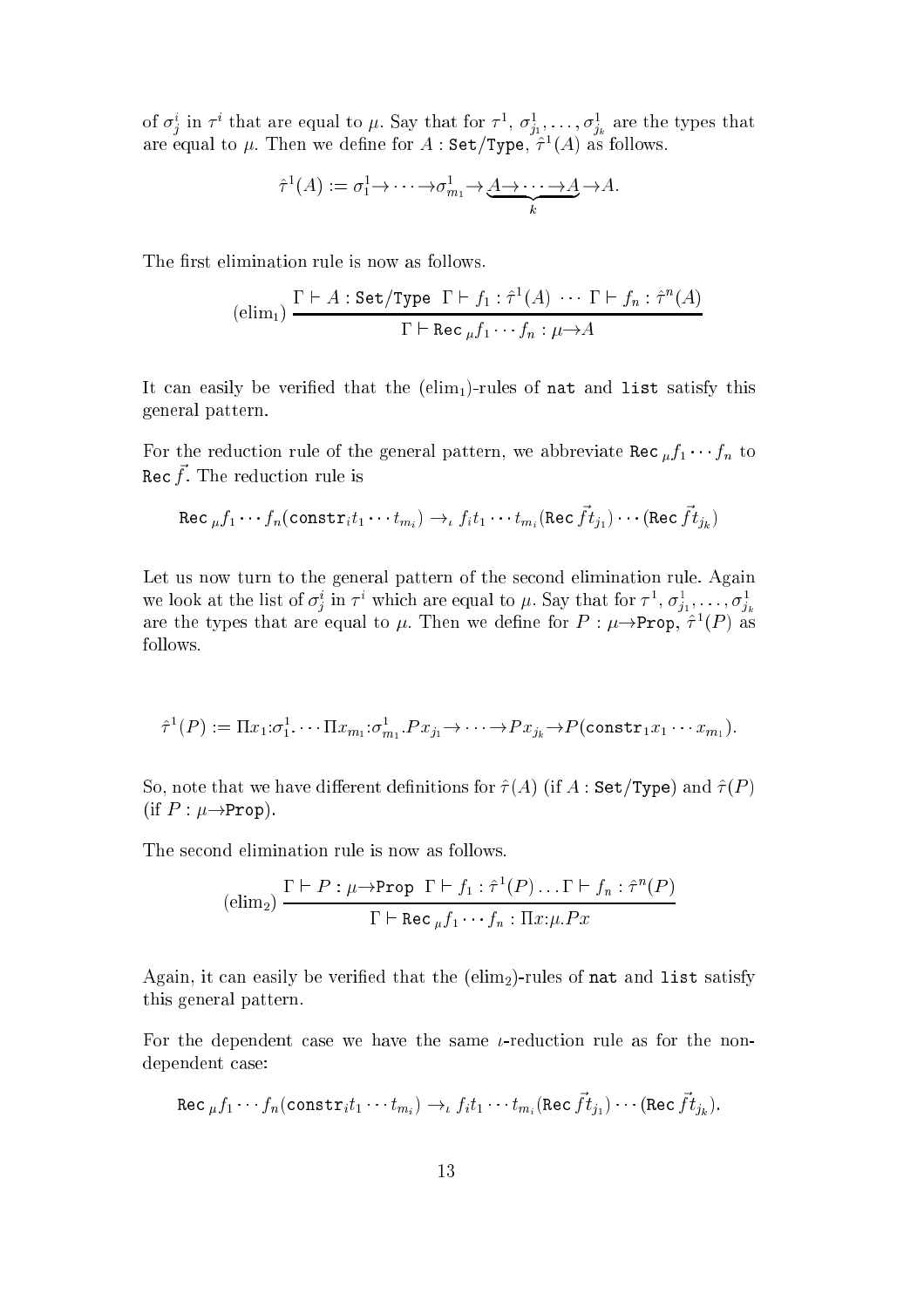of $\sigma^i_j$ in $\tau^i$ that are equal to $\mu$. Say that for $\tau^1$, $\sigma^1_{j_1}, \ldots, \sigma^1_{j_k}$ are the types that are equal to $\mu$. Then we define for $A : \texttt{Set/Type}$, $\hat{\tau}^1(A)$ as follows.

$$\hat{\tau}^1(A) := \sigma^1_1 \to \cdots \to \sigma^1_{m_1} \to \underbrace{A \to \cdots \to A}_{k} \to A.$$

The first elimination rule is now as follows.

$$(\text{elim}_1) \; \frac{\Gamma \vdash A : \texttt{Set/Type} \;\; \Gamma \vdash f_1 : \hat{\tau}^1(A) \; \cdots \; \Gamma \vdash f_n : \hat{\tau}^n(A)}{\Gamma \vdash \texttt{Rec}_{\,\mu} f_1 \cdots f_n : \mu \to A}$$

It can easily be verified that the $(\text{elim}_1)$-rules of `nat` and `list` satisfy this general pattern.

For the reduction rule of the general pattern, we abbreviate $\texttt{Rec}_{\,\mu} f_1 \cdots f_n$ to $\texttt{Rec}\,\vec{f}$. The reduction rule is

$$\texttt{Rec}_{\,\mu} f_1 \cdots f_n(\texttt{constr}_i t_1 \cdots t_{m_i}) \to_\iota f_i t_1 \cdots t_{m_i}(\texttt{Rec}\,\vec{f} t_{j_1}) \cdots (\texttt{Rec}\,\vec{f} t_{j_k})$$

Let us now turn to the general pattern of the second elimination rule. Again we look at the list of $\sigma^i_j$ in $\tau^i$ which are equal to $\mu$. Say that for $\tau^1$, $\sigma^1_{j_1}, \ldots, \sigma^1_{j_k}$ are the types that are equal to $\mu$. Then we define for $P : \mu \to \texttt{Prop}$, $\hat{\tau}^1(P)$ as follows.

$$\hat{\tau}^1(P) := \Pi x_1{:}\sigma^1_1. \cdots \Pi x_{m_1}{:}\sigma^1_{m_1}. P x_{j_1} \to \cdots \to P x_{j_k} \to P(\texttt{constr}_1 x_1 \cdots x_{m_1}).$$

So, note that we have different definitions for $\hat{\tau}(A)$ (if $A : \texttt{Set/Type}$) and $\hat{\tau}(P)$ (if $P : \mu \to \texttt{Prop}$).

The second elimination rule is now as follows.

$$(\text{elim}_2) \; \frac{\Gamma \vdash P : \mu \to \texttt{Prop} \;\; \Gamma \vdash f_1 : \hat{\tau}^1(P) \ldots \Gamma \vdash f_n : \hat{\tau}^n(P)}{\Gamma \vdash \texttt{Rec}_{\,\mu} f_1 \cdots f_n : \Pi x{:}\mu. P x}$$

Again, it can easily be verified that the $(\text{elim}_2)$-rules of `nat` and `list` satisfy this general pattern.

For the dependent case we have the same $\iota$-reduction rule as for the non-dependent case:

$$\texttt{Rec}_{\,\mu} f_1 \cdots f_n(\texttt{constr}_i t_1 \cdots t_{m_i}) \to_\iota f_i t_1 \cdots t_{m_i}(\texttt{Rec}\,\vec{f} t_{j_1}) \cdots (\texttt{Rec}\,\vec{f} t_{j_k}).$$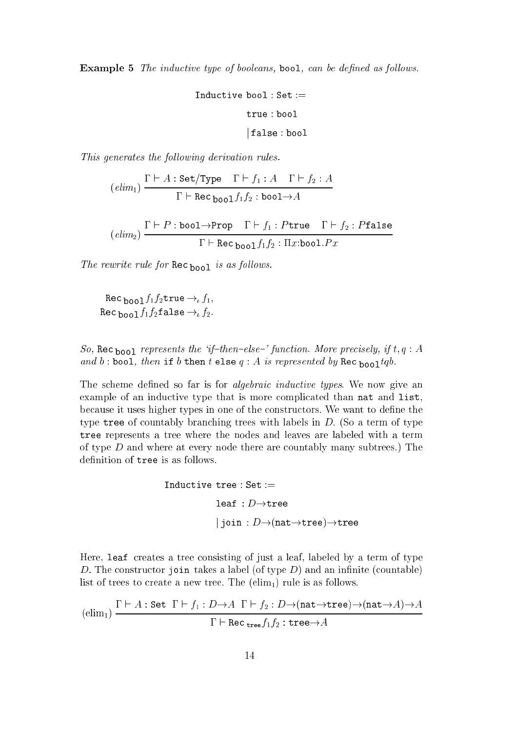**Example 5** *The inductive type of booleans,* `bool`*, can be defined as follows.*

$$\begin{array}{l}\texttt{Inductive bool} : \texttt{Set} := \\ \qquad\qquad \texttt{true} : \texttt{bool} \\ \qquad\qquad |\,\texttt{false} : \texttt{bool}\end{array}$$

*This generates the following derivation rules.*

$$(elim_1)\ \frac{\Gamma \vdash A : \texttt{Set/Type} \quad \Gamma \vdash f_1 : A \quad \Gamma \vdash f_2 : A}{\Gamma \vdash \texttt{Rec}_{\texttt{bool}} f_1 f_2 : \texttt{bool} \to A}$$

$$(elim_2)\ \frac{\Gamma \vdash P : \texttt{bool} \to \texttt{Prop} \quad \Gamma \vdash f_1 : P\texttt{true} \quad \Gamma \vdash f_2 : P\texttt{false}}{\Gamma \vdash \texttt{Rec}_{\texttt{bool}} f_1 f_2 : \Pi x{:}\texttt{bool}.Px}$$

*The rewrite rule for* $\texttt{Rec}_{\texttt{bool}}$ *is as follows.*

$$\begin{array}{l}\texttt{Rec}_{\texttt{bool}} f_1 f_2 \texttt{true} \to_\iota f_1, \\ \texttt{Rec}_{\texttt{bool}} f_1 f_2 \texttt{false} \to_\iota f_2.\end{array}$$

*So,* $\texttt{Rec}_{\texttt{bool}}$ *represents the 'if–then–else–' function. More precisely, if* $t, q : A$ *and* $b : \texttt{bool}$*, then* $\texttt{if}\ b\ \texttt{then}\ t\ \texttt{else}\ q : A$ *is represented by* $\texttt{Rec}_{\texttt{bool}} t q b$.

The scheme defined so far is for *algebraic inductive types*. We now give an example of an inductive type that is more complicated than `nat` and `list`, because it uses higher types in one of the constructors. We want to define the type `tree` of countably branching trees with labels in $D$. (So a term of type `tree` represents a tree where the nodes and leaves are labeled with a term of type $D$ and where at every node there are countably many subtrees.) The definition of `tree` is as follows.

$$\begin{array}{l}\texttt{Inductive tree} : \texttt{Set} := \\ \qquad\qquad \texttt{leaf} : D \to \texttt{tree} \\ \qquad\qquad |\,\texttt{join} : D \to (\texttt{nat} \to \texttt{tree}) \to \texttt{tree}\end{array}$$

Here, `leaf` creates a tree consisting of just a leaf, labeled by a term of type $D$. The constructor `join` takes a label (of type $D$) and an infinite (countable) list of trees to create a new tree. The (elim$_1$) rule is as follows.

$$(\mathrm{elim}_1)\ \frac{\Gamma \vdash A : \texttt{Set} \ \ \Gamma \vdash f_1 : D \to A \ \ \Gamma \vdash f_2 : D \to (\texttt{nat} \to \texttt{tree}) \to (\texttt{nat} \to A) \to A}{\Gamma \vdash \texttt{Rec}_{\texttt{tree}} f_1 f_2 : \texttt{tree} \to A}$$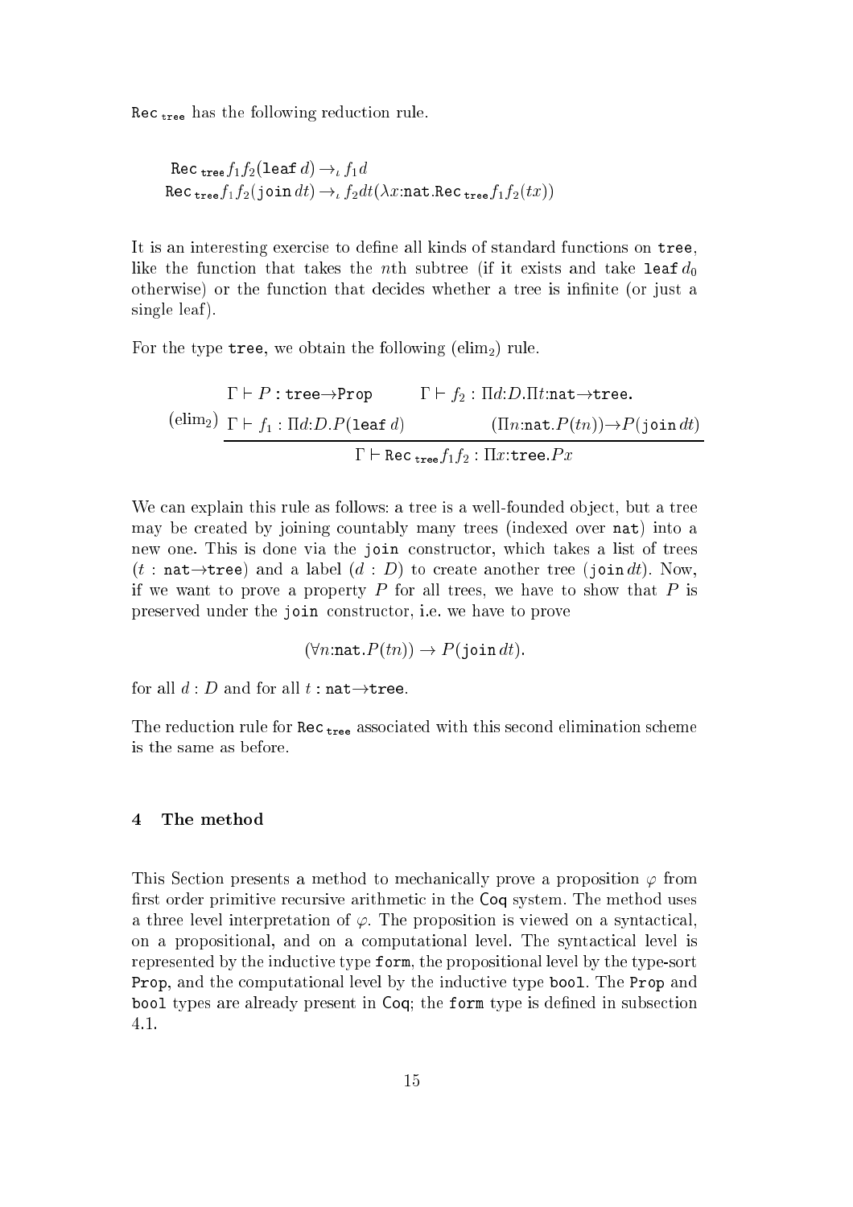$\texttt{Rec}_{\texttt{tree}}$ has the following reduction rule.

$$\texttt{Rec}_{\texttt{tree}} f_1 f_2 (\texttt{leaf}\, d) \to_\iota f_1 d$$
$$\texttt{Rec}_{\texttt{tree}} f_1 f_2 (\texttt{join}\, dt) \to_\iota f_2 dt (\lambda x{:}\texttt{nat}.\texttt{Rec}_{\texttt{tree}} f_1 f_2 (tx))$$

It is an interesting exercise to define all kinds of standard functions on `tree`, like the function that takes the $n$th subtree (if it exists and take $\texttt{leaf}\, d_0$ otherwise) or the function that decides whether a tree is infinite (or just a single leaf).

For the type `tree`, we obtain the following (elim$_2$) rule.

$$(\text{elim}_2)\ \frac{\Gamma \vdash P : \texttt{tree} {\to} \texttt{Prop} \qquad \Gamma \vdash f_2 : \Pi d{:}D.\Pi t{:}\texttt{nat}{\to}\texttt{tree}. \quad \Gamma \vdash f_1 : \Pi d{:}D.P(\texttt{leaf}\, d) \qquad (\Pi n{:}\texttt{nat}.P(tn)) {\to} P(\texttt{join}\, dt)}{\Gamma \vdash \texttt{Rec}_{\texttt{tree}} f_1 f_2 : \Pi x{:}\texttt{tree}.Px}$$

We can explain this rule as follows: a tree is a well-founded object, but a tree may be created by joining countably many trees (indexed over `nat`) into a new one. This is done via the `join` constructor, which takes a list of trees ($t : \texttt{nat}{\to}\texttt{tree}$) and a label ($d : D$) to create another tree ($\texttt{join}\, dt$). Now, if we want to prove a property $P$ for all trees, we have to show that $P$ is preserved under the `join` constructor, i.e. we have to prove

$$(\forall n{:}\texttt{nat}.P(tn)) \to P(\texttt{join}\, dt).$$

for all $d : D$ and for all $t : \texttt{nat}{\to}\texttt{tree}$.

The reduction rule for $\texttt{Rec}_{\texttt{tree}}$ associated with this second elimination scheme is the same as before.

## 4 The method

This Section presents a method to mechanically prove a proposition $\varphi$ from first order primitive recursive arithmetic in the Coq system. The method uses a three level interpretation of $\varphi$. The proposition is viewed on a syntactical, on a propositional, and on a computational level. The syntactical level is represented by the inductive type `form`, the propositional level by the type-sort `Prop`, and the computational level by the inductive type `bool`. The `Prop` and `bool` types are already present in Coq; the `form` type is defined in subsection 4.1.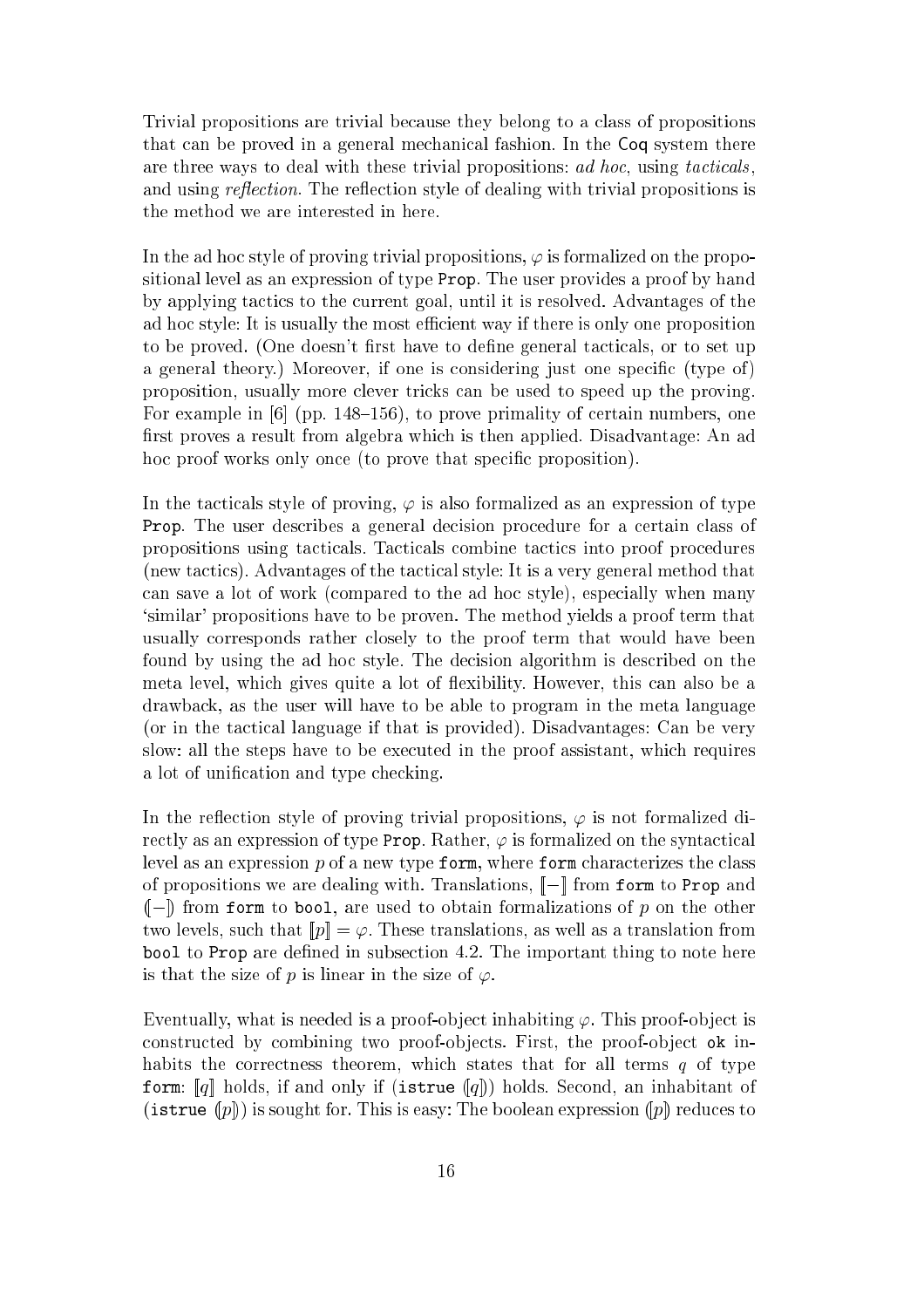Trivial propositions are trivial because they belong to a class of propositions that can be proved in a general mechanical fashion. In the Coq system there are three ways to deal with these trivial propositions: *ad hoc*, using *tacticals*, and using *reflection*. The reflection style of dealing with trivial propositions is the method we are interested in here.

In the ad hoc style of proving trivial propositions, $\varphi$ is formalized on the propositional level as an expression of type `Prop`. The user provides a proof by hand by applying tactics to the current goal, until it is resolved. Advantages of the ad hoc style: It is usually the most efficient way if there is only one proposition to be proved. (One doesn't first have to define general tacticals, or to set up a general theory.) Moreover, if one is considering just one specific (type of) proposition, usually more clever tricks can be used to speed up the proving. For example in [6] (pp. 148–156), to prove primality of certain numbers, one first proves a result from algebra which is then applied. Disadvantage: An ad hoc proof works only once (to prove that specific proposition).

In the tacticals style of proving, $\varphi$ is also formalized as an expression of type `Prop`. The user describes a general decision procedure for a certain class of propositions using tacticals. Tacticals combine tactics into proof procedures (new tactics). Advantages of the tactical style: It is a very general method that can save a lot of work (compared to the ad hoc style), especially when many 'similar' propositions have to be proven. The method yields a proof term that usually corresponds rather closely to the proof term that would have been found by using the ad hoc style. The decision algorithm is described on the meta level, which gives quite a lot of flexibility. However, this can also be a drawback, as the user will have to be able to program in the meta language (or in the tactical language if that is provided). Disadvantages: Can be very slow: all the steps have to be executed in the proof assistant, which requires a lot of unification and type checking.

In the reflection style of proving trivial propositions, $\varphi$ is not formalized directly as an expression of type `Prop`. Rather, $\varphi$ is formalized on the syntactical level as an expression $p$ of a new type `form`, where `form` characterizes the class of propositions we are dealing with. Translations, $[\![-]\!]$ from `form` to `Prop` and $(\![-]\!)$ from `form` to `bool`, are used to obtain formalizations of $p$ on the other two levels, such that $[\![p]\!] = \varphi$. These translations, as well as a translation from `bool` to `Prop` are defined in subsection 4.2. The important thing to note here is that the size of $p$ is linear in the size of $\varphi$.

Eventually, what is needed is a proof-object inhabiting $\varphi$. This proof-object is constructed by combining two proof-objects. First, the proof-object `ok` inhabits the correctness theorem, which states that for all terms $q$ of type `form`: $[\![q]\!]$ holds, if and only if (`istrue` $(\![q]\!)$) holds. Second, an inhabitant of (`istrue` $(\![p]\!)$) is sought for. This is easy: The boolean expression $(\![p]\!)$ reduces to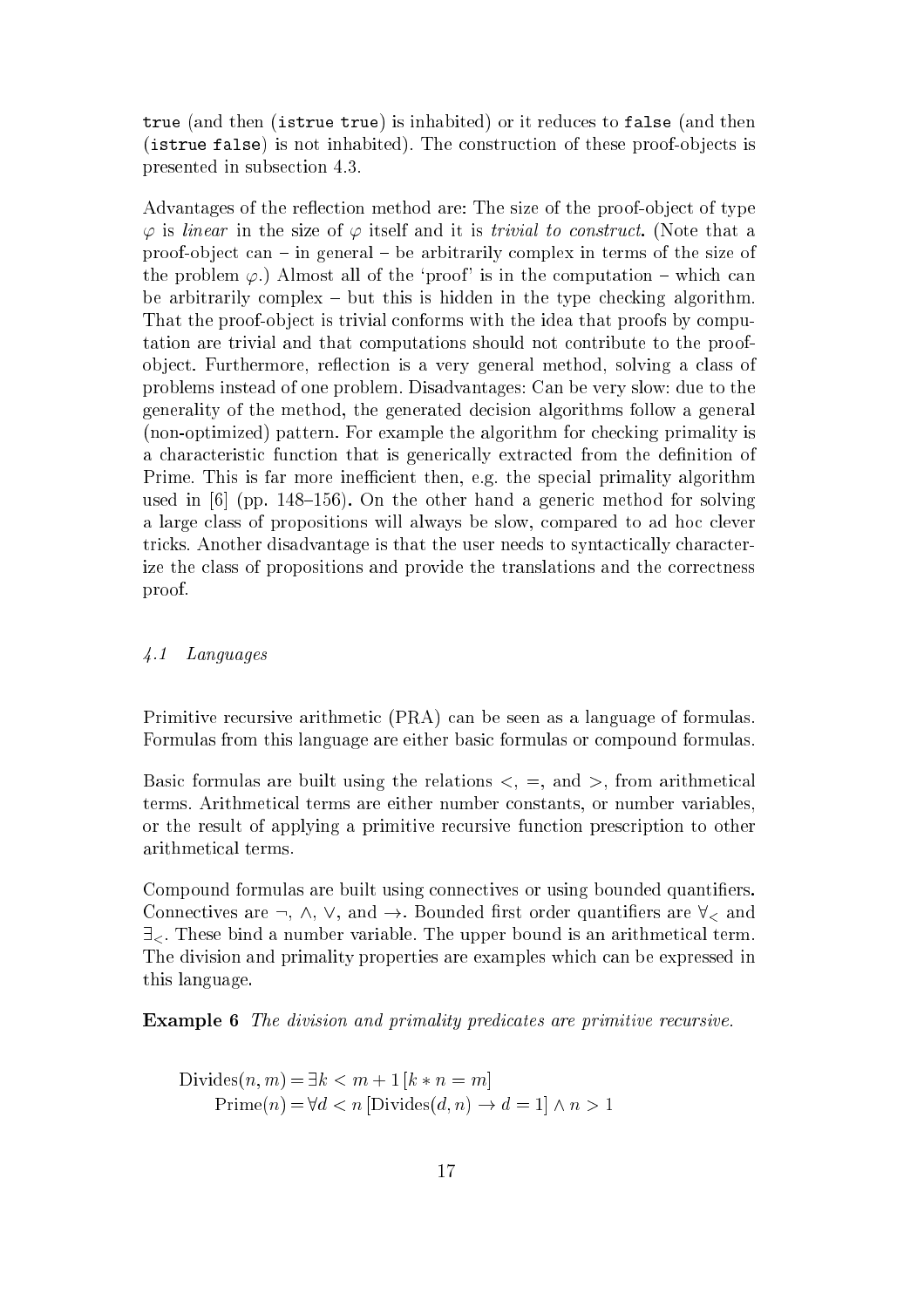`true` (and then (`istrue true`) is inhabited) or it reduces to `false` (and then (`istrue false`) is not inhabited). The construction of these proof-objects is presented in subsection 4.3.

Advantages of the reflection method are: The size of the proof-object of type $\varphi$ is *linear* in the size of $\varphi$ itself and it is *trivial to construct*. (Note that a proof-object can – in general – be arbitrarily complex in terms of the size of the problem $\varphi$.) Almost all of the 'proof' is in the computation – which can be arbitrarily complex – but this is hidden in the type checking algorithm. That the proof-object is trivial conforms with the idea that proofs by computation are trivial and that computations should not contribute to the proof-object. Furthermore, reflection is a very general method, solving a class of problems instead of one problem. Disadvantages: Can be very slow: due to the generality of the method, the generated decision algorithms follow a general (non-optimized) pattern. For example the algorithm for checking primality is a characteristic function that is generically extracted from the definition of Prime. This is far more inefficient then, e.g. the special primality algorithm used in [6] (pp. 148–156). On the other hand a generic method for solving a large class of propositions will always be slow, compared to ad hoc clever tricks. Another disadvantage is that the user needs to syntactically characterize the class of propositions and provide the translations and the correctness proof.

### *4.1 Languages*

Primitive recursive arithmetic (PRA) can be seen as a language of formulas. Formulas from this language are either basic formulas or compound formulas.

Basic formulas are built using the relations $<$, $=$, and $>$, from arithmetical terms. Arithmetical terms are either number constants, or number variables, or the result of applying a primitive recursive function prescription to other arithmetical terms.

Compound formulas are built using connectives or using bounded quantifiers. Connectives are $\neg$, $\wedge$, $\vee$, and $\rightarrow$. Bounded first order quantifiers are $\forall_<$ and $\exists_<$. These bind a number variable. The upper bound is an arithmetical term. The division and primality properties are examples which can be expressed in this language.

**Example 6** *The division and primality predicates are primitive recursive.*

$$\mathrm{Divides}(n, m) = \exists k < m + 1\, [k * n = m]$$
$$\mathrm{Prime}(n) = \forall d < n\, [\mathrm{Divides}(d, n) \rightarrow d = 1] \wedge n > 1$$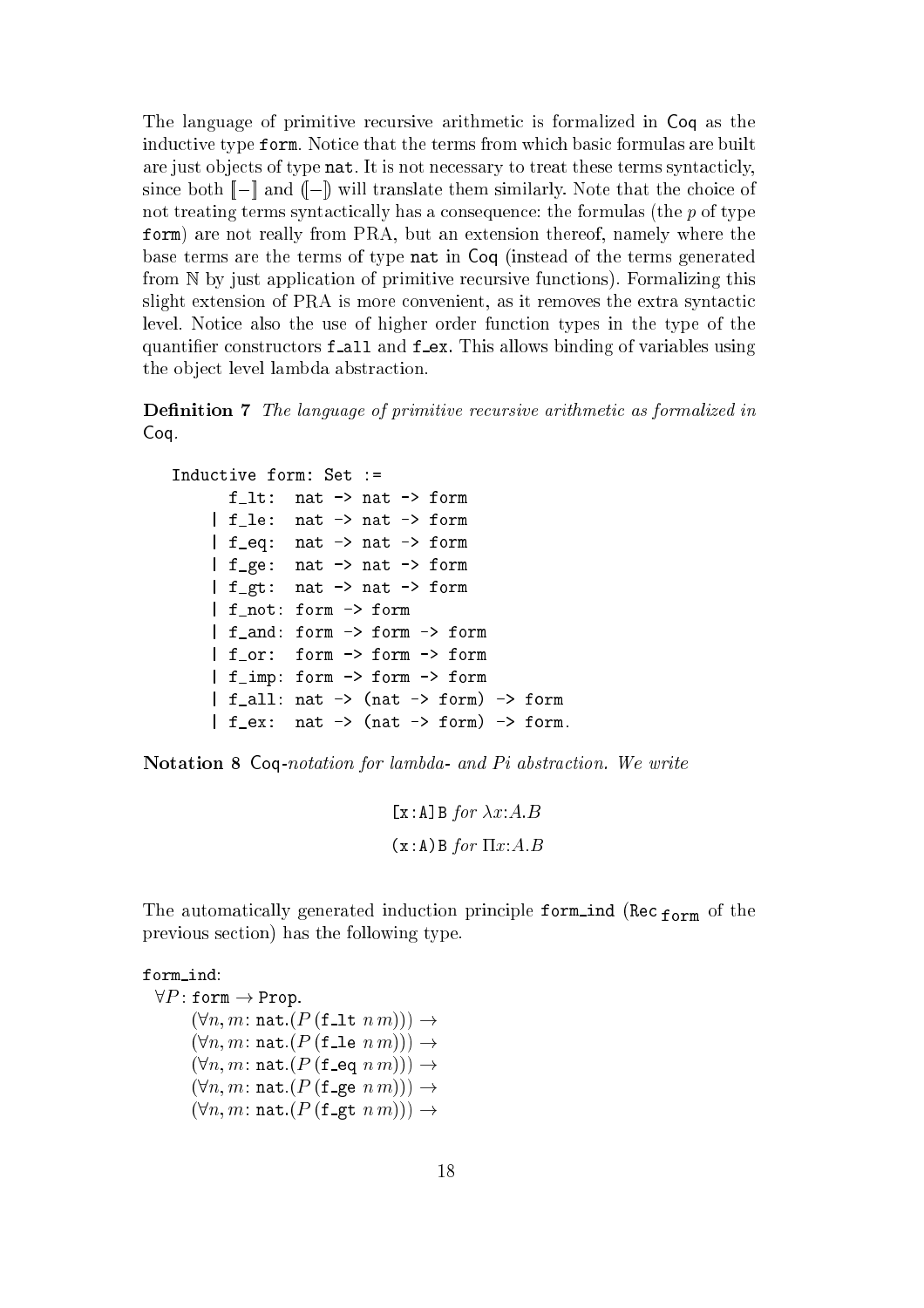The language of primitive recursive arithmetic is formalized in Coq as the inductive type `form`. Notice that the terms from which basic formulas are built are just objects of type `nat`. It is not necessary to treat these terms syntacticly, since both $[\![-]\!]$ and $(\![-]\!)$ will translate them similarly. Note that the choice of not treating terms syntactically has a consequence: the formulas (the $p$ of type `form`) are not really from PRA, but an extension thereof, namely where the base terms are the terms of type `nat` in Coq (instead of the terms generated from $\mathbb{N}$ by just application of primitive recursive functions). Formalizing this slight extension of PRA is more convenient, as it removes the extra syntactic level. Notice also the use of higher order function types in the type of the quantifier constructors `f_all` and `f_ex`. This allows binding of variables using the object level lambda abstraction.

**Definition 7** *The language of primitive recursive arithmetic as formalized in* Coq.

```
Inductive form: Set :=
      f_lt:  nat -> nat -> form
    | f_le:  nat -> nat -> form
    | f_eq:  nat -> nat -> form
    | f_ge:  nat -> nat -> form
    | f_gt:  nat -> nat -> form
    | f_not: form -> form
    | f_and: form -> form -> form
    | f_or:  form -> form -> form
    | f_imp: form -> form -> form
    | f_all: nat -> (nat -> form) -> form
    | f_ex:  nat -> (nat -> form) -> form.
```

**Notation 8** Coq*-notation for lambda- and Pi abstraction. We write*

`[x:A]B` *for* $\lambda x{:}A.B$

`(x:A)B` *for* $\Pi x{:}A.B$

The automatically generated induction principle `form_ind` ($\texttt{Rec}_{\texttt{form}}$ of the previous section) has the following type.

form_ind:
  $\forall P\colon \texttt{form} \to \texttt{Prop}.$
    $(\forall n, m\colon \texttt{nat}.(P\,(\texttt{f\_lt}\ n\,m))) \to$
    $(\forall n, m\colon \texttt{nat}.(P\,(\texttt{f\_le}\ n\,m))) \to$
    $(\forall n, m\colon \texttt{nat}.(P\,(\texttt{f\_eq}\ n\,m))) \to$
    $(\forall n, m\colon \texttt{nat}.(P\,(\texttt{f\_ge}\ n\,m))) \to$
    $(\forall n, m\colon \texttt{nat}.(P\,(\texttt{f\_gt}\ n\,m))) \to$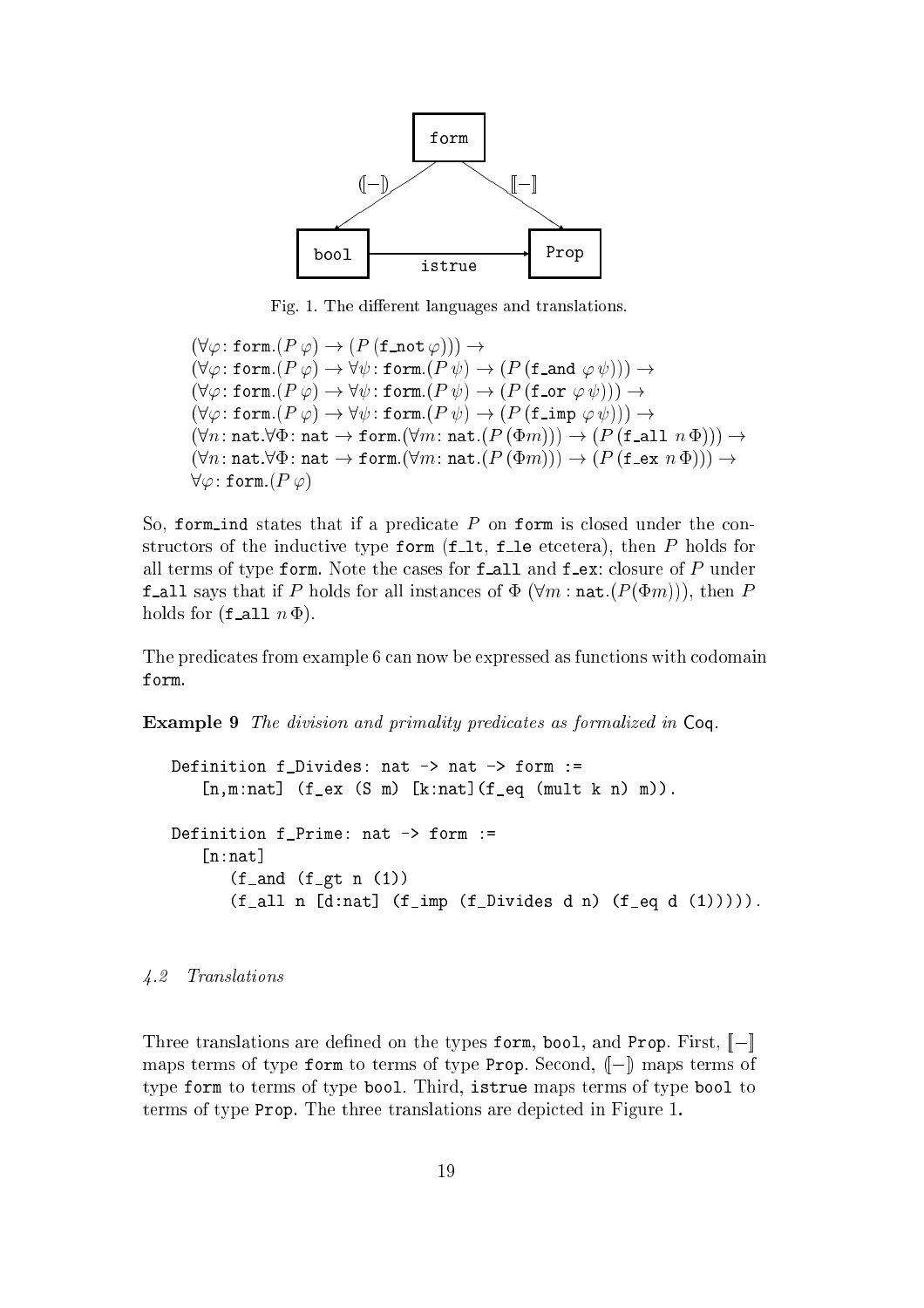Fig. 1. The different languages and translations.

$$
\begin{array}{l}
(\forall \varphi\colon \texttt{form}.(P\,\varphi) \rightarrow (P\,(\texttt{f\_not}\,\varphi))) \rightarrow \\
(\forall \varphi\colon \texttt{form}.(P\,\varphi) \rightarrow \forall \psi\colon \texttt{form}.(P\,\psi) \rightarrow (P\,(\texttt{f\_and}\;\varphi\,\psi))) \rightarrow \\
(\forall \varphi\colon \texttt{form}.(P\,\varphi) \rightarrow \forall \psi\colon \texttt{form}.(P\,\psi) \rightarrow (P\,(\texttt{f\_or}\;\varphi\,\psi))) \rightarrow \\
(\forall \varphi\colon \texttt{form}.(P\,\varphi) \rightarrow \forall \psi\colon \texttt{form}.(P\,\psi) \rightarrow (P\,(\texttt{f\_imp}\;\varphi\,\psi))) \rightarrow \\
(\forall n\colon \texttt{nat}.\forall \Phi\colon \texttt{nat} \rightarrow \texttt{form}.(\forall m\colon \texttt{nat}.(P\,(\Phi m))) \rightarrow (P\,(\texttt{f\_all}\;n\,\Phi))) \rightarrow \\
(\forall n\colon \texttt{nat}.\forall \Phi\colon \texttt{nat} \rightarrow \texttt{form}.(\forall m\colon \texttt{nat}.(P\,(\Phi m))) \rightarrow (P\,(\texttt{f\_ex}\;n\,\Phi))) \rightarrow \\
\forall \varphi\colon \texttt{form}.(P\,\varphi)
\end{array}
$$

So, `form_ind` states that if a predicate $P$ on `form` is closed under the constructors of the inductive type `form` (`f_lt`, `f_le` etcetera), then $P$ holds for all terms of type `form`. Note the cases for `f_all` and `f_ex`: closure of $P$ under `f_all` says that if $P$ holds for all instances of $\Phi$ ($\forall m : \texttt{nat}.(P(\Phi m))$), then $P$ holds for (`f_all` $n\,\Phi$).

The predicates from example 6 can now be expressed as functions with codomain `form`.

**Example 9** *The division and primality predicates as formalized in* Coq.

```
Definition f_Divides: nat -> nat -> form :=
   [n,m:nat] (f_ex (S m) [k:nat](f_eq (mult k n) m)).

Definition f_Prime: nat -> form :=
   [n:nat]
      (f_and (f_gt n (1))
      (f_all n [d:nat] (f_imp (f_Divides d n) (f_eq d (1))))).
```

### *4.2 Translations*

Three translations are defined on the types `form`, `bool`, and `Prop`. First, $[\![-]\!]$ maps terms of type `form` to terms of type `Prop`. Second, $(\![-]\!)$ maps terms of type `form` to terms of type `bool`. Third, `istrue` maps terms of type `bool` to terms of type `Prop`. The three translations are depicted in Figure 1.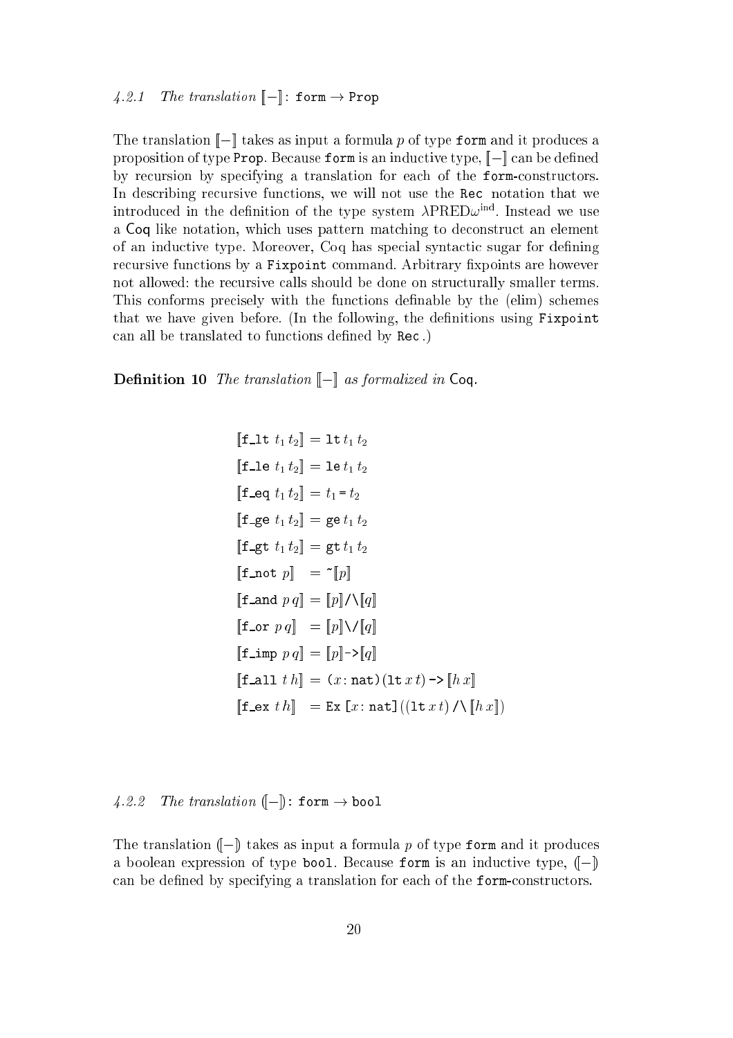#### 4.2.1 The translation $[\![-]\!]$: `form` → `Prop`

The translation $[\![-]\!]$ takes as input a formula $p$ of type `form` and it produces a proposition of type `Prop`. Because `form` is an inductive type, $[\![-]\!]$ can be defined by recursion by specifying a translation for each of the `form`-constructors. In describing recursive functions, we will not use the `Rec` notation that we introduced in the definition of the type system $\lambda\text{PRED}\omega^{\text{ind}}$. Instead we use a Coq like notation, which uses pattern matching to deconstruct an element of an inductive type. Moreover, Coq has special syntactic sugar for defining recursive functions by a `Fixpoint` command. Arbitrary fixpoints are however not allowed: the recursive calls should be done on structurally smaller terms. This conforms precisely with the functions definable by the (elim) schemes that we have given before. (In the following, the definitions using `Fixpoint` can all be translated to functions defined by `Rec`.)

**Definition 10** *The translation $[\![-]\!]$ as formalized in* Coq*.*

$$
\begin{aligned}
[\![\texttt{f\_lt}\ t_1\,t_2]\!] &= \texttt{lt}\,t_1\,t_2\\
[\![\texttt{f\_le}\ t_1\,t_2]\!] &= \texttt{le}\,t_1\,t_2\\
[\![\texttt{f\_eq}\ t_1\,t_2]\!] &= t_1\,\texttt{=}\,t_2\\
[\![\texttt{f\_ge}\ t_1\,t_2]\!] &= \texttt{ge}\,t_1\,t_2\\
[\![\texttt{f\_gt}\ t_1\,t_2]\!] &= \texttt{gt}\,t_1\,t_2\\
[\![\texttt{f\_not}\ p]\!] &= \texttt{\~{}}[\![p]\!]\\
[\![\texttt{f\_and}\ p\,q]\!] &= [\![p]\!]\texttt{/\textbackslash}[\![q]\!]\\
[\![\texttt{f\_or}\ p\,q]\!] &= [\![p]\!]\texttt{\textbackslash/}[\![q]\!]\\
[\![\texttt{f\_imp}\ p\,q]\!] &= [\![p]\!]\texttt{->}[\![q]\!]\\
[\![\texttt{f\_all}\ t\,h]\!] &= \texttt{(}x\texttt{:\,nat)}\,\texttt{(lt}\,x\,t\texttt{)}\,\texttt{->}\,[\![h\,x]\!]\\
[\![\texttt{f\_ex}\ t\,h]\!] &= \texttt{Ex}\,\texttt{[}x\texttt{:\,nat]}\,\texttt{((lt}\,x\,t\texttt{)}\,\texttt{/\textbackslash}\,[\![h\,x]\!]\texttt{)}
\end{aligned}
$$

#### 4.2.2 The translation $(\!|-|\!)$: `form` → `bool`

The translation $(\!|-|\!)$ takes as input a formula $p$ of type `form` and it produces a boolean expression of type `bool`. Because `form` is an inductive type, $(\!|-|\!)$ can be defined by specifying a translation for each of the `form`-constructors.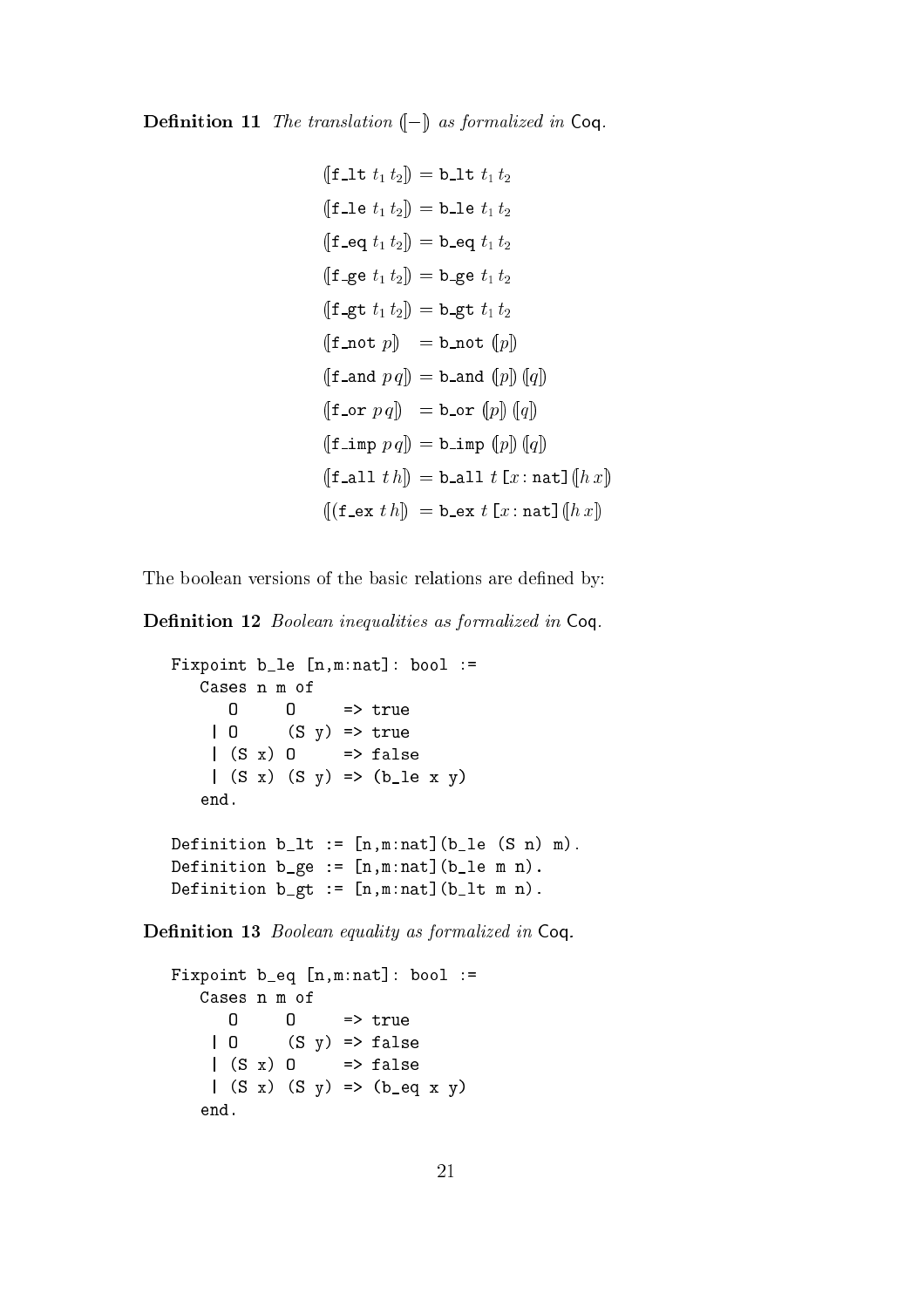**Definition 11** *The translation* $(\!|-|\!)$ *as formalized in* Coq.

$$
\begin{aligned}
(\!|\texttt{f\_lt}\ t_1\, t_2|\!) &= \texttt{b\_lt}\ t_1\, t_2 \\
(\!|\texttt{f\_le}\ t_1\, t_2|\!) &= \texttt{b\_le}\ t_1\, t_2 \\
(\!|\texttt{f\_eq}\ t_1\, t_2|\!) &= \texttt{b\_eq}\ t_1\, t_2 \\
(\!|\texttt{f\_ge}\ t_1\, t_2|\!) &= \texttt{b\_ge}\ t_1\, t_2 \\
(\!|\texttt{f\_gt}\ t_1\, t_2|\!) &= \texttt{b\_gt}\ t_1\, t_2 \\
(\!|\texttt{f\_not}\ p|\!) &= \texttt{b\_not}\ (\!|p|\!) \\
(\!|\texttt{f\_and}\ p\, q|\!) &= \texttt{b\_and}\ (\!|p|\!)\ (\!|q|\!) \\
(\!|\texttt{f\_or}\ p\, q|\!) &= \texttt{b\_or}\ (\!|p|\!)\ (\!|q|\!) \\
(\!|\texttt{f\_imp}\ p\, q|\!) &= \texttt{b\_imp}\ (\!|p|\!)\ (\!|q|\!) \\
(\!|\texttt{f\_all}\ t\, h|\!) &= \texttt{b\_all}\ t\ [x:\texttt{nat}]\,(\!|h\, x|\!) \\
(\!|(\texttt{f\_ex}\ t\, h|\!) &= \texttt{b\_ex}\ t\ [x:\texttt{nat}]\,(\!|h\, x|\!)
\end{aligned}
$$

The boolean versions of the basic relations are defined by:

**Definition 12** *Boolean inequalities as formalized in* Coq.

```
Fixpoint b_le [n,m:nat]: bool :=
   Cases n m of
      O     O     => true
    | O     (S y) => true
    | (S x) O     => false
    | (S x) (S y) => (b_le x y)
   end.

Definition b_lt := [n,m:nat](b_le (S n) m).
Definition b_ge := [n,m:nat](b_le m n).
Definition b_gt := [n,m:nat](b_lt m n).
```

**Definition 13** *Boolean equality as formalized in* Coq.

```
Fixpoint b_eq [n,m:nat]: bool :=
   Cases n m of
      O     O     => true
    | O     (S y) => false
    | (S x) O     => false
    | (S x) (S y) => (b_eq x y)
   end.
```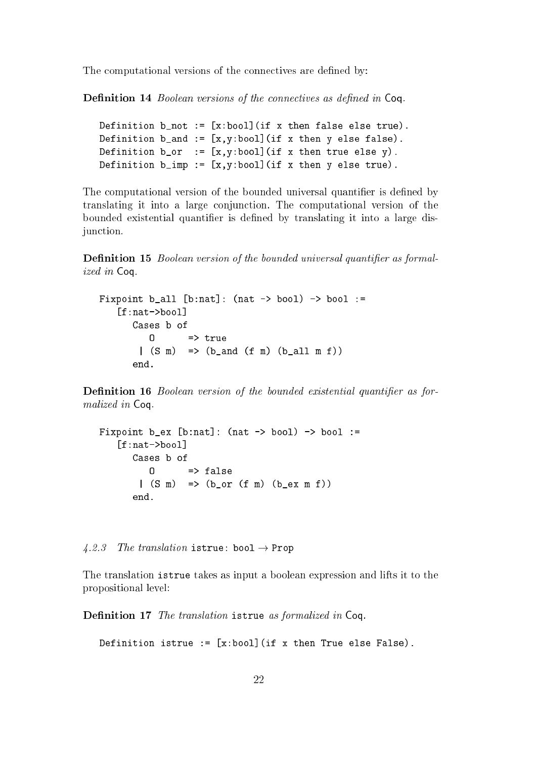The computational versions of the connectives are defined by:

**Definition 14** *Boolean versions of the connectives as defined in* Coq*.*

```
Definition b_not := [x:bool](if x then false else true).
Definition b_and := [x,y:bool](if x then y else false).
Definition b_or  := [x,y:bool](if x then true else y).
Definition b_imp := [x,y:bool](if x then y else true).
```

The computational version of the bounded universal quantifier is defined by translating it into a large conjunction. The computational version of the bounded existential quantifier is defined by translating it into a large disjunction.

**Definition 15** *Boolean version of the bounded universal quantifier as formalized in* Coq*.*

```
Fixpoint b_all [b:nat]: (nat -> bool) -> bool :=
   [f:nat->bool]
      Cases b of
         O      => true
       | (S m)  => (b_and (f m) (b_all m f))
      end.
```

**Definition 16** *Boolean version of the bounded existential quantifier as formalized in* Coq*.*

```
Fixpoint b_ex [b:nat]: (nat -> bool) -> bool :=
   [f:nat->bool]
      Cases b of
         O      => false
       | (S m)  => (b_or (f m) (b_ex m f))
      end.
```

### *4.2.3 The translation* `istrue: bool` $\rightarrow$ `Prop`

The translation `istrue` takes as input a boolean expression and lifts it to the propositional level:

**Definition 17** *The translation* `istrue` *as formalized in* Coq*.*

```
Definition istrue := [x:bool](if x then True else False).
```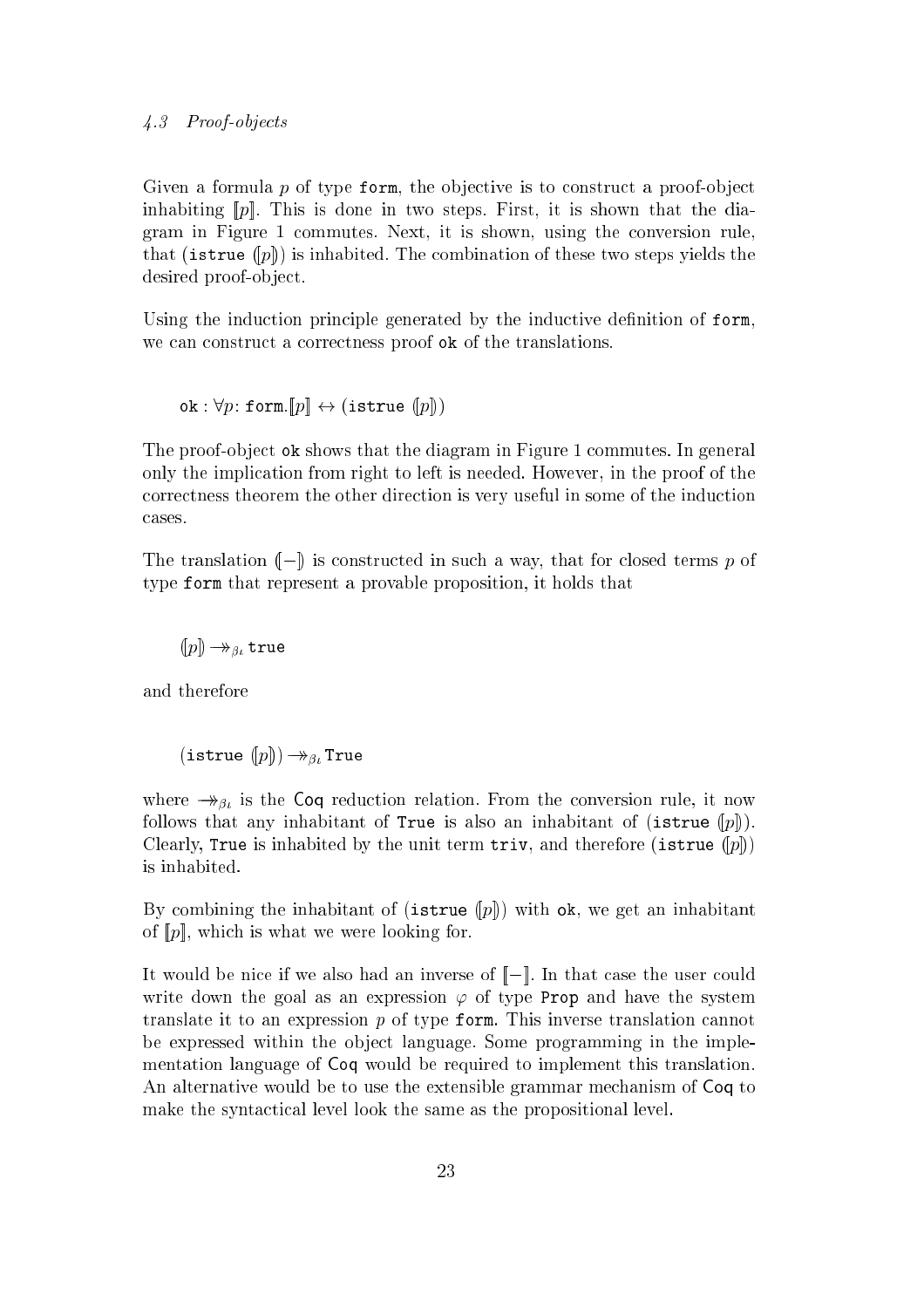### 4.3 Proof-objects

Given a formula $p$ of type `form`, the objective is to construct a proof-object inhabiting $[\![p]\!]$. This is done in two steps. First, it is shown that the diagram in Figure 1 commutes. Next, it is shown, using the conversion rule, that (`istrue` $(\![p]\!)$) is inhabited. The combination of these two steps yields the desired proof-object.

Using the induction principle generated by the inductive definition of `form`, we can construct a correctness proof `ok` of the translations.

$$\texttt{ok} : \forall p\colon \texttt{form}.[\![p]\!] \leftrightarrow (\texttt{istrue}\ (\![p]\!))$$

The proof-object `ok` shows that the diagram in Figure 1 commutes. In general only the implication from right to left is needed. However, in the proof of the correctness theorem the other direction is very useful in some of the induction cases.

The translation $(\![-]\!)$ is constructed in such a way, that for closed terms $p$ of type `form` that represent a provable proposition, it holds that

$$(\![p]\!) \twoheadrightarrow_{\beta\iota} \texttt{true}$$

and therefore

$$(\texttt{istrue}\ (\![p]\!)) \twoheadrightarrow_{\beta\iota} \texttt{True}$$

where $\twoheadrightarrow_{\beta\iota}$ is the Coq reduction relation. From the conversion rule, it now follows that any inhabitant of `True` is also an inhabitant of (`istrue` $(\![p]\!)$). Clearly, `True` is inhabited by the unit term `triv`, and therefore (`istrue` $(\![p]\!)$) is inhabited.

By combining the inhabitant of (`istrue` $(\![p]\!)$) with `ok`, we get an inhabitant of $[\![p]\!]$, which is what we were looking for.

It would be nice if we also had an inverse of $[\![-]\!]$. In that case the user could write down the goal as an expression $\varphi$ of type `Prop` and have the system translate it to an expression $p$ of type `form`. This inverse translation cannot be expressed within the object language. Some programming in the implementation language of Coq would be required to implement this translation. An alternative would be to use the extensible grammar mechanism of Coq to make the syntactical level look the same as the propositional level.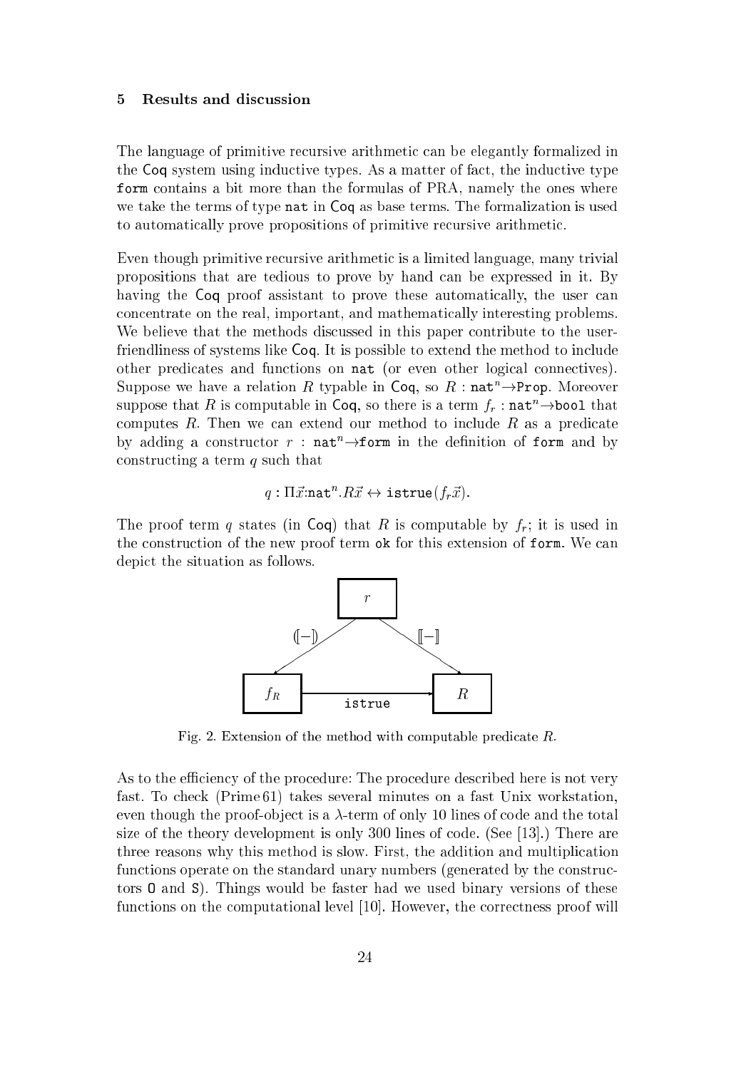## 5 Results and discussion

The language of primitive recursive arithmetic can be elegantly formalized in the Coq system using inductive types. As a matter of fact, the inductive type `form` contains a bit more than the formulas of PRA, namely the ones where we take the terms of type `nat` in Coq as base terms. The formalization is used to automatically prove propositions of primitive recursive arithmetic.

Even though primitive recursive arithmetic is a limited language, many trivial propositions that are tedious to prove by hand can be expressed in it. By having the Coq proof assistant to prove these automatically, the user can concentrate on the real, important, and mathematically interesting problems. We believe that the methods discussed in this paper contribute to the user-friendliness of systems like Coq. It is possible to extend the method to include other predicates and functions on `nat` (or even other logical connectives). Suppose we have a relation $R$ typable in Coq, so $R : \mathtt{nat}^n \to \mathtt{Prop}$. Moreover suppose that $R$ is computable in Coq, so there is a term $f_r : \mathtt{nat}^n \to \mathtt{bool}$ that computes $R$. Then we can extend our method to include $R$ as a predicate by adding a constructor $r : \mathtt{nat}^n \to \mathtt{form}$ in the definition of `form` and by constructing a term $q$ such that

$$q : \Pi \vec{x}{:}\mathtt{nat}^n . R\vec{x} \leftrightarrow \mathtt{istrue}(f_r \vec{x}).$$

The proof term $q$ states (in Coq) that $R$ is computable by $f_r$; it is used in the construction of the new proof term `ok` for this extension of `form`. We can depict the situation as follows.

Fig. 2. Extension of the method with computable predicate $R$.

As to the efficiency of the procedure: The procedure described here is not very fast. To check (Prime 61) takes several minutes on a fast Unix workstation, even though the proof-object is a $\lambda$-term of only 10 lines of code and the total size of the theory development is only 300 lines of code. (See [13].) There are three reasons why this method is slow. First, the addition and multiplication functions operate on the standard unary numbers (generated by the constructors `O` and `S`). Things would be faster had we used binary versions of these functions on the computational level [10]. However, the correctness proof will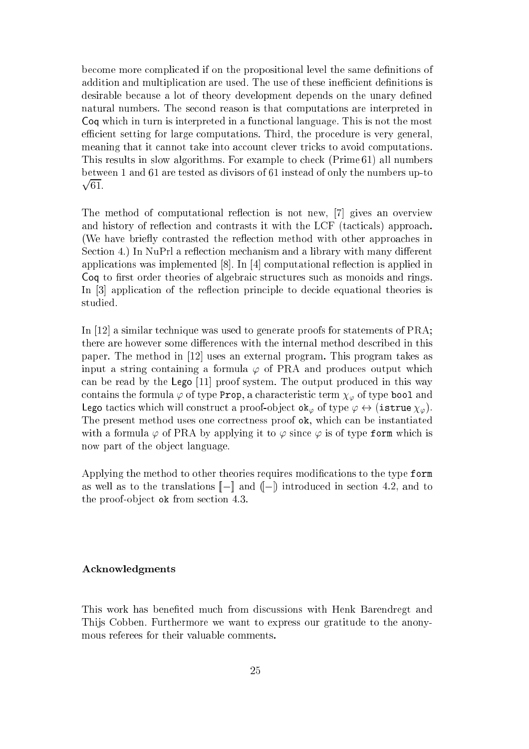become more complicated if on the propositional level the same definitions of addition and multiplication are used. The use of these inefficient definitions is desirable because a lot of theory development depends on the unary defined natural numbers. The second reason is that computations are interpreted in Coq which in turn is interpreted in a functional language. This is not the most efficient setting for large computations. Third, the procedure is very general, meaning that it cannot take into account clever tricks to avoid computations. This results in slow algorithms. For example to check (Prime 61) all numbers between 1 and 61 are tested as divisors of 61 instead of only the numbers up-to $\sqrt{61}$.

The method of computational reflection is not new, [7] gives an overview and history of reflection and contrasts it with the LCF (tacticals) approach. (We have briefly contrasted the reflection method with other approaches in Section 4.) In NuPrl a reflection mechanism and a library with many different applications was implemented [8]. In [4] computational reflection is applied in Coq to first order theories of algebraic structures such as monoids and rings. In [3] application of the reflection principle to decide equational theories is studied.

In [12] a similar technique was used to generate proofs for statements of PRA; there are however some differences with the internal method described in this paper. The method in [12] uses an external program. This program takes as input a string containing a formula $\varphi$ of PRA and produces output which can be read by the Lego [11] proof system. The output produced in this way contains the formula $\varphi$ of type `Prop`, a characteristic term $\chi_\varphi$ of type `bool` and Lego tactics which will construct a proof-object $\mathtt{ok}_\varphi$ of type $\varphi \leftrightarrow (\mathtt{istrue}\,\chi_\varphi)$. The present method uses one correctness proof `ok`, which can be instantiated with a formula $\varphi$ of PRA by applying it to $\varphi$ since $\varphi$ is of type `form` which is now part of the object language.

Applying the method to other theories requires modifications to the type `form` as well as to the translations $[\![-]\!]$ and $(\![-]\!)$ introduced in section 4.2, and to the proof-object `ok` from section 4.3.

### Acknowledgments

This work has benefited much from discussions with Henk Barendregt and Thijs Cobben. Furthermore we want to express our gratitude to the anonymous referees for their valuable comments.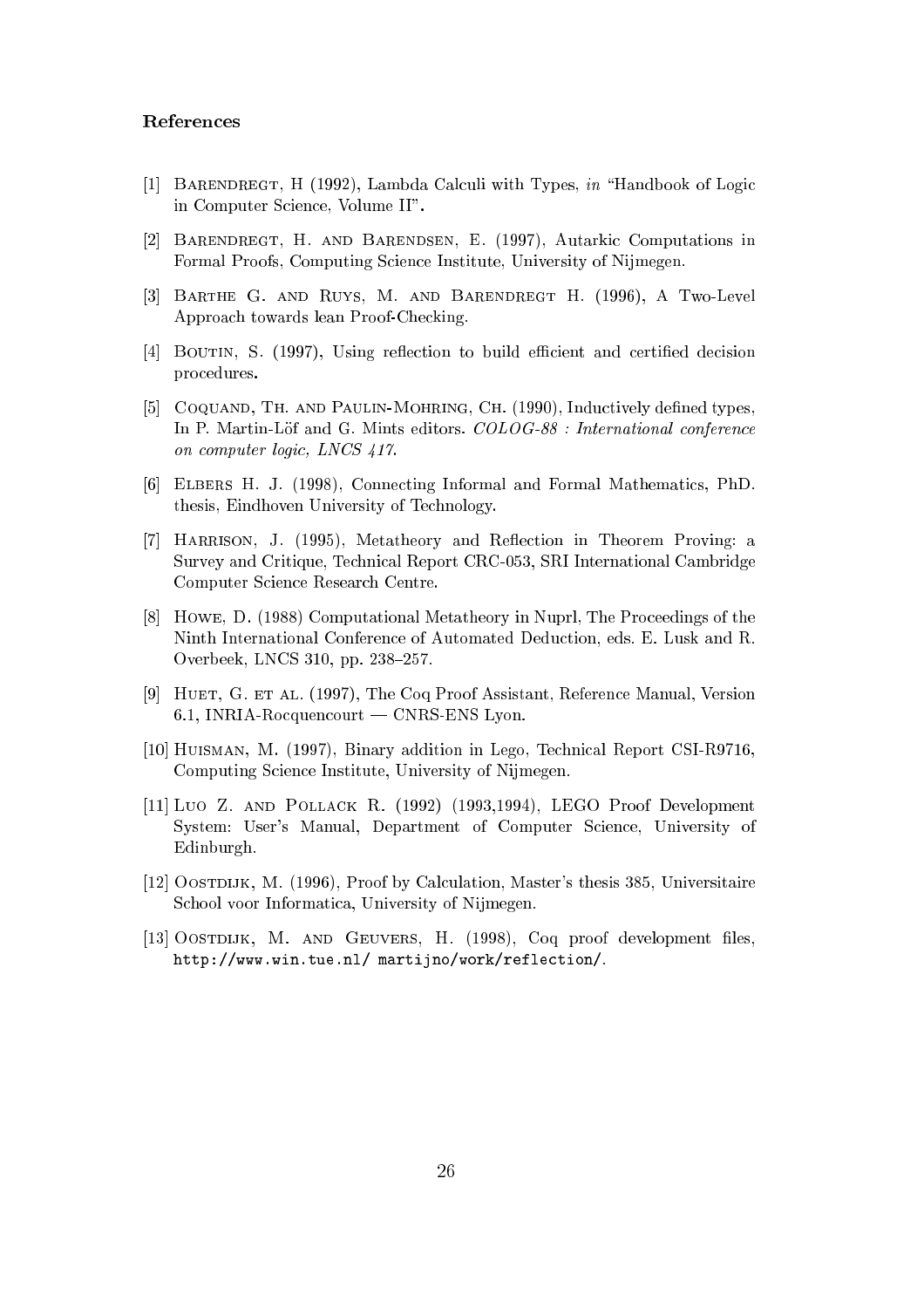### References

[1] Barendregt, H (1992), Lambda Calculi with Types, *in* "Handbook of Logic in Computer Science, Volume II".

[2] Barendregt, H. and Barendsen, E. (1997), Autarkic Computations in Formal Proofs, Computing Science Institute, University of Nijmegen.

[3] Barthe G. and Ruys, M. and Barendregt H. (1996), A Two-Level Approach towards lean Proof-Checking.

[4] Boutin, S. (1997), Using reflection to build efficient and certified decision procedures.

[5] Coquand, Th. and Paulin-Mohring, Ch. (1990), Inductively defined types, In P. Martin-Löf and G. Mints editors. *COLOG-88 : International conference on computer logic, LNCS 417.*

[6] Elbers H. J. (1998), Connecting Informal and Formal Mathematics, PhD. thesis, Eindhoven University of Technology.

[7] Harrison, J. (1995), Metatheory and Reflection in Theorem Proving: a Survey and Critique, Technical Report CRC-053, SRI International Cambridge Computer Science Research Centre.

[8] Howe, D. (1988) Computational Metatheory in Nuprl, The Proceedings of the Ninth International Conference of Automated Deduction, eds. E. Lusk and R. Overbeek, LNCS 310, pp. 238–257.

[9] Huet, G. et al. (1997), The Coq Proof Assistant, Reference Manual, Version 6.1, INRIA-Rocquencourt — CNRS-ENS Lyon.

[10] Huisman, M. (1997), Binary addition in Lego, Technical Report CSI-R9716, Computing Science Institute, University of Nijmegen.

[11] Luo Z. and Pollack R. (1992) (1993,1994), LEGO Proof Development System: User's Manual, Department of Computer Science, University of Edinburgh.

[12] Oostdijk, M. (1996), Proof by Calculation, Master's thesis 385, Universitaire School voor Informatica, University of Nijmegen.

[13] Oostdijk, M. and Geuvers, H. (1998), Coq proof development files, `http://www.win.tue.nl/ martijno/work/reflection/`.